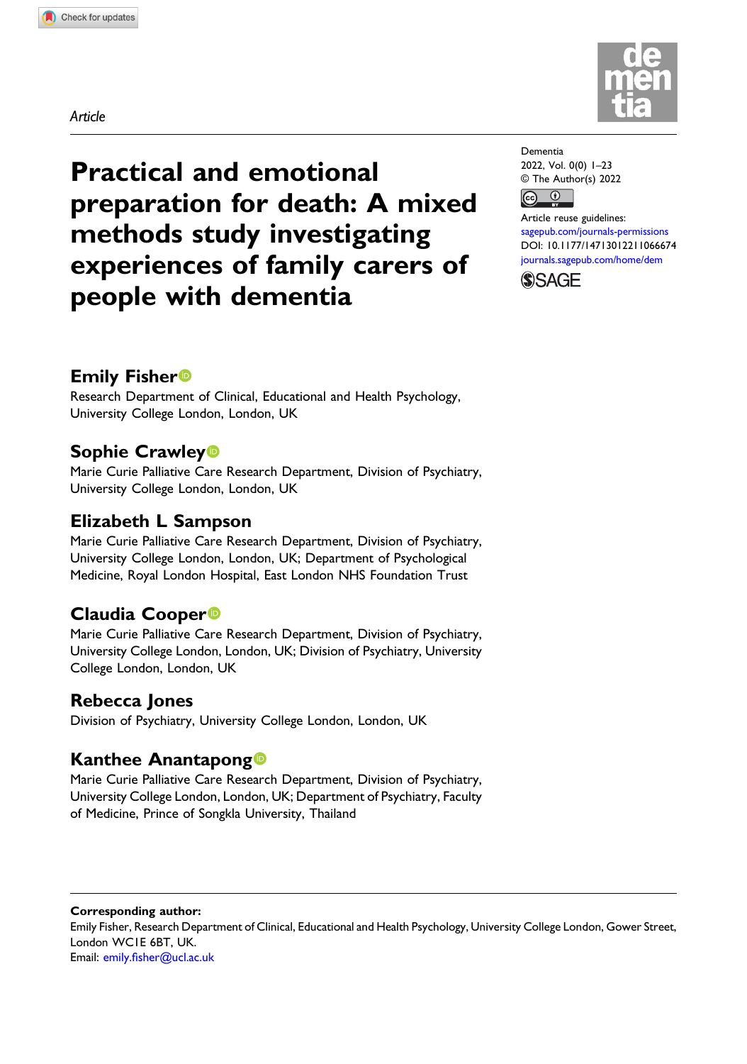Article

# Practical and emotional preparation for death: A mixed methods study investigating experiences of family carers of people with dementia

Dementia
2022, Vol. 0(0) 1–23
© The Author(s) 2022
Article reuse guidelines: sagepub.com/journals-permissions
DOI: 10.1177/14713012211066674
journals.sagepub.com/home/dem

**Emily Fisher**
Research Department of Clinical, Educational and Health Psychology, University College London, London, UK

**Sophie Crawley**
Marie Curie Palliative Care Research Department, Division of Psychiatry, University College London, London, UK

**Elizabeth L Sampson**
Marie Curie Palliative Care Research Department, Division of Psychiatry, University College London, London, UK; Department of Psychological Medicine, Royal London Hospital, East London NHS Foundation Trust

**Claudia Cooper**
Marie Curie Palliative Care Research Department, Division of Psychiatry, University College London, London, UK; Division of Psychiatry, University College London, London, UK

**Rebecca Jones**
Division of Psychiatry, University College London, London, UK

**Kanthee Anantapong**
Marie Curie Palliative Care Research Department, Division of Psychiatry, University College London, London, UK; Department of Psychiatry, Faculty of Medicine, Prince of Songkla University, Thailand

**Corresponding author:**
Emily Fisher, Research Department of Clinical, Educational and Health Psychology, University College London, Gower Street, London WC1E 6BT, UK.
Email: emily.fisher@ucl.ac.uk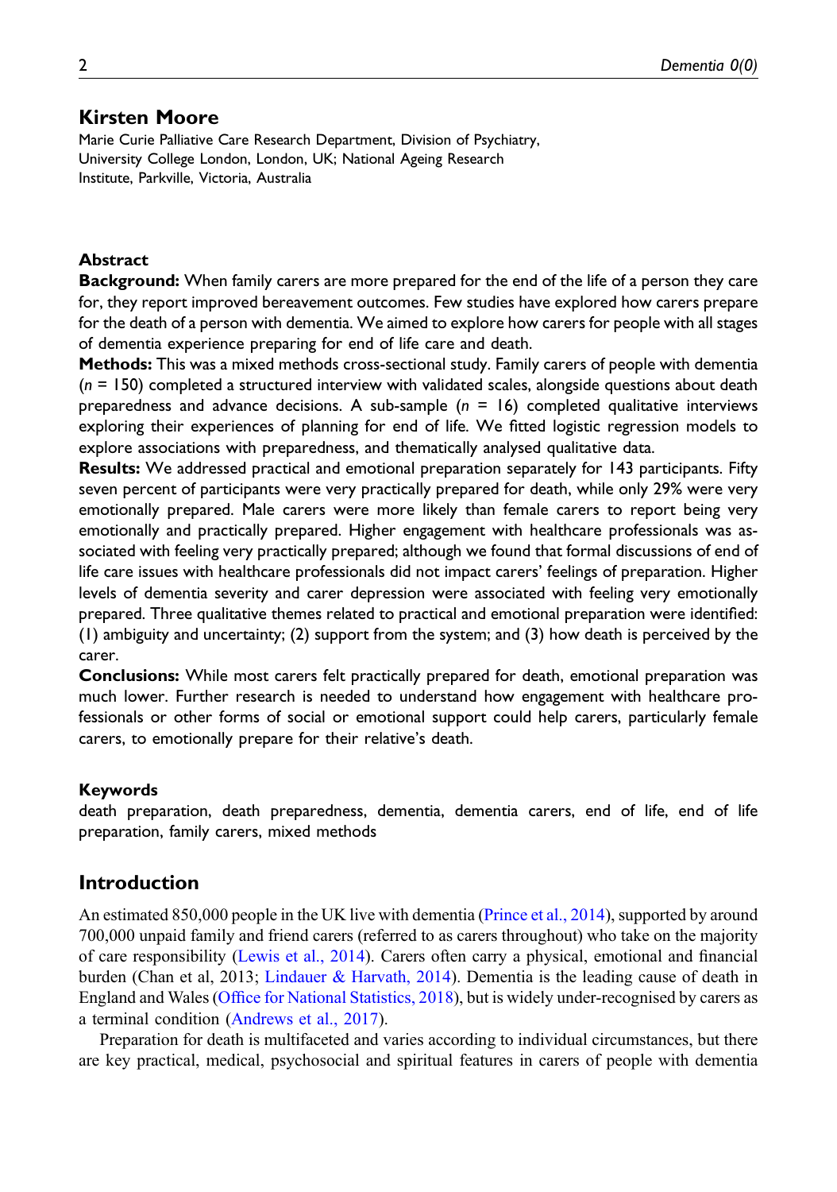## Kirsten Moore

Marie Curie Palliative Care Research Department, Division of Psychiatry, University College London, London, UK; National Ageing Research Institute, Parkville, Victoria, Australia

### Abstract

**Background:** When family carers are more prepared for the end of the life of a person they care for, they report improved bereavement outcomes. Few studies have explored how carers prepare for the death of a person with dementia. We aimed to explore how carers for people with all stages of dementia experience preparing for end of life care and death.

**Methods:** This was a mixed methods cross-sectional study. Family carers of people with dementia ($n$ = 150) completed a structured interview with validated scales, alongside questions about death preparedness and advance decisions. A sub-sample ($n$ = 16) completed qualitative interviews exploring their experiences of planning for end of life. We fitted logistic regression models to explore associations with preparedness, and thematically analysed qualitative data.

**Results:** We addressed practical and emotional preparation separately for 143 participants. Fifty seven percent of participants were very practically prepared for death, while only 29% were very emotionally prepared. Male carers were more likely than female carers to report being very emotionally and practically prepared. Higher engagement with healthcare professionals was associated with feeling very practically prepared; although we found that formal discussions of end of life care issues with healthcare professionals did not impact carers' feelings of preparation. Higher levels of dementia severity and carer depression were associated with feeling very emotionally prepared. Three qualitative themes related to practical and emotional preparation were identified: (1) ambiguity and uncertainty; (2) support from the system; and (3) how death is perceived by the carer.

**Conclusions:** While most carers felt practically prepared for death, emotional preparation was much lower. Further research is needed to understand how engagement with healthcare professionals or other forms of social or emotional support could help carers, particularly female carers, to emotionally prepare for their relative's death.

### Keywords

death preparation, death preparedness, dementia, dementia carers, end of life, end of life preparation, family carers, mixed methods

## Introduction

An estimated 850,000 people in the UK live with dementia (Prince et al., 2014), supported by around 700,000 unpaid family and friend carers (referred to as carers throughout) who take on the majority of care responsibility (Lewis et al., 2014). Carers often carry a physical, emotional and financial burden (Chan et al, 2013; Lindauer & Harvath, 2014). Dementia is the leading cause of death in England and Wales (Office for National Statistics, 2018), but is widely under-recognised by carers as a terminal condition (Andrews et al., 2017).

Preparation for death is multifaceted and varies according to individual circumstances, but there are key practical, medical, psychosocial and spiritual features in carers of people with dementia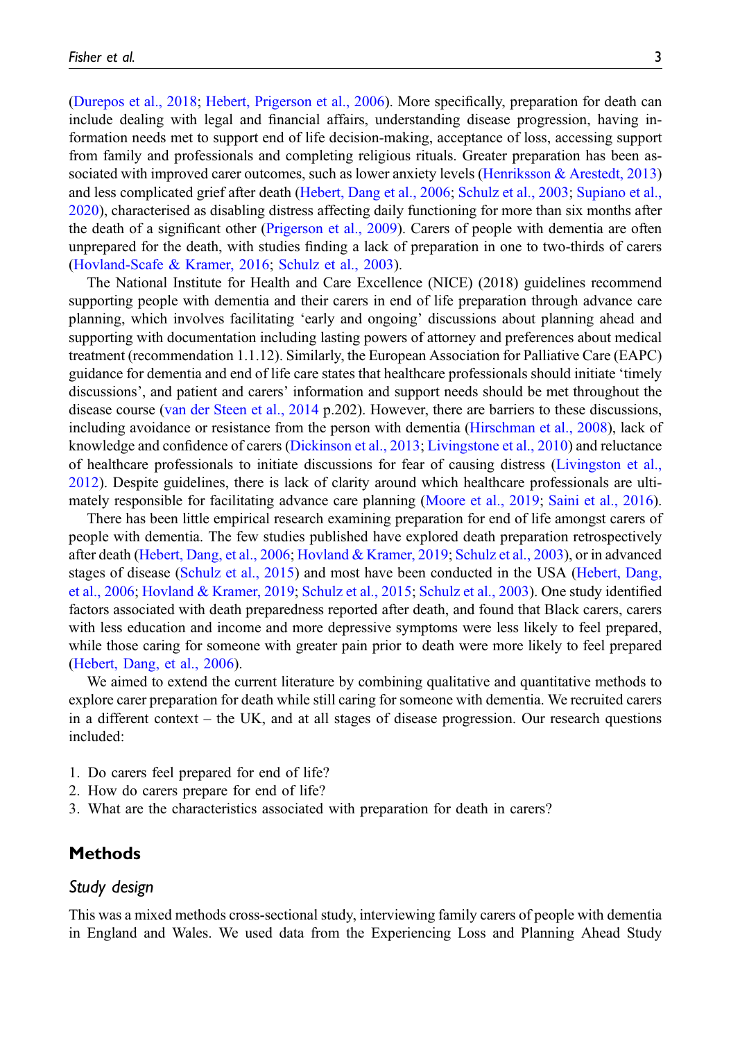(Durepos et al., 2018; Hebert, Prigerson et al., 2006). More specifically, preparation for death can include dealing with legal and financial affairs, understanding disease progression, having information needs met to support end of life decision-making, acceptance of loss, accessing support from family and professionals and completing religious rituals. Greater preparation has been associated with improved carer outcomes, such as lower anxiety levels (Henriksson & Arestedt, 2013) and less complicated grief after death (Hebert, Dang et al., 2006; Schulz et al., 2003; Supiano et al., 2020), characterised as disabling distress affecting daily functioning for more than six months after the death of a significant other (Prigerson et al., 2009). Carers of people with dementia are often unprepared for the death, with studies finding a lack of preparation in one to two-thirds of carers (Hovland-Scafe & Kramer, 2016; Schulz et al., 2003).

The National Institute for Health and Care Excellence (NICE) (2018) guidelines recommend supporting people with dementia and their carers in end of life preparation through advance care planning, which involves facilitating 'early and ongoing' discussions about planning ahead and supporting with documentation including lasting powers of attorney and preferences about medical treatment (recommendation 1.1.12). Similarly, the European Association for Palliative Care (EAPC) guidance for dementia and end of life care states that healthcare professionals should initiate 'timely discussions', and patient and carers' information and support needs should be met throughout the disease course (van der Steen et al., 2014 p.202). However, there are barriers to these discussions, including avoidance or resistance from the person with dementia (Hirschman et al., 2008), lack of knowledge and confidence of carers (Dickinson et al., 2013; Livingstone et al., 2010) and reluctance of healthcare professionals to initiate discussions for fear of causing distress (Livingston et al., 2012). Despite guidelines, there is lack of clarity around which healthcare professionals are ultimately responsible for facilitating advance care planning (Moore et al., 2019; Saini et al., 2016).

There has been little empirical research examining preparation for end of life amongst carers of people with dementia. The few studies published have explored death preparation retrospectively after death (Hebert, Dang, et al., 2006; Hovland & Kramer, 2019; Schulz et al., 2003), or in advanced stages of disease (Schulz et al., 2015) and most have been conducted in the USA (Hebert, Dang, et al., 2006; Hovland & Kramer, 2019; Schulz et al., 2015; Schulz et al., 2003). One study identified factors associated with death preparedness reported after death, and found that Black carers, carers with less education and income and more depressive symptoms were less likely to feel prepared, while those caring for someone with greater pain prior to death were more likely to feel prepared (Hebert, Dang, et al., 2006).

We aimed to extend the current literature by combining qualitative and quantitative methods to explore carer preparation for death while still caring for someone with dementia. We recruited carers in a different context – the UK, and at all stages of disease progression. Our research questions included:

1. Do carers feel prepared for end of life?
2. How do carers prepare for end of life?
3. What are the characteristics associated with preparation for death in carers?

## Methods

### *Study design*

This was a mixed methods cross-sectional study, interviewing family carers of people with dementia in England and Wales. We used data from the Experiencing Loss and Planning Ahead Study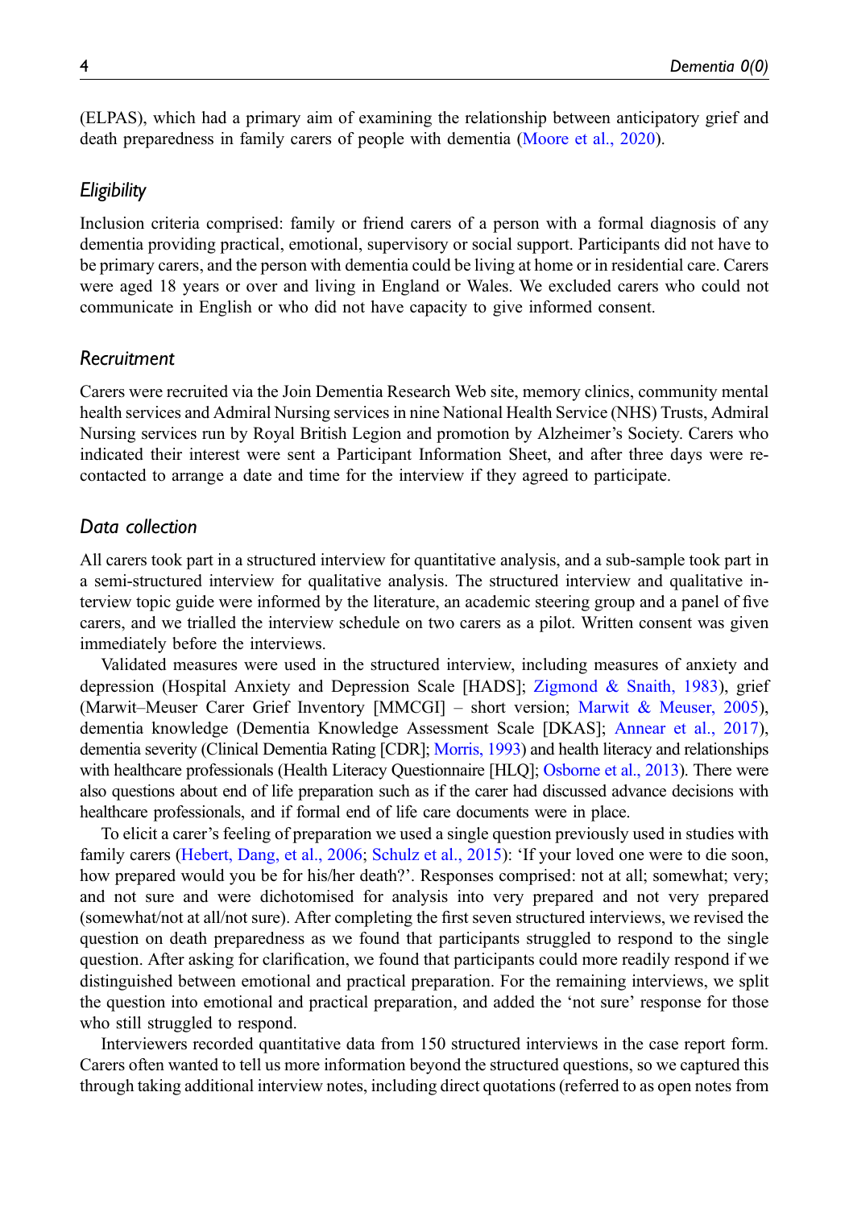(ELPAS), which had a primary aim of examining the relationship between anticipatory grief and death preparedness in family carers of people with dementia (Moore et al., 2020).

### *Eligibility*

Inclusion criteria comprised: family or friend carers of a person with a formal diagnosis of any dementia providing practical, emotional, supervisory or social support. Participants did not have to be primary carers, and the person with dementia could be living at home or in residential care. Carers were aged 18 years or over and living in England or Wales. We excluded carers who could not communicate in English or who did not have capacity to give informed consent.

### *Recruitment*

Carers were recruited via the Join Dementia Research Web site, memory clinics, community mental health services and Admiral Nursing services in nine National Health Service (NHS) Trusts, Admiral Nursing services run by Royal British Legion and promotion by Alzheimer's Society. Carers who indicated their interest were sent a Participant Information Sheet, and after three days were re-contacted to arrange a date and time for the interview if they agreed to participate.

### *Data collection*

All carers took part in a structured interview for quantitative analysis, and a sub-sample took part in a semi-structured interview for qualitative analysis. The structured interview and qualitative interview topic guide were informed by the literature, an academic steering group and a panel of five carers, and we trialled the interview schedule on two carers as a pilot. Written consent was given immediately before the interviews.

Validated measures were used in the structured interview, including measures of anxiety and depression (Hospital Anxiety and Depression Scale [HADS]; Zigmond & Snaith, 1983), grief (Marwit–Meuser Carer Grief Inventory [MMCGI] – short version; Marwit & Meuser, 2005), dementia knowledge (Dementia Knowledge Assessment Scale [DKAS]; Annear et al., 2017), dementia severity (Clinical Dementia Rating [CDR]; Morris, 1993) and health literacy and relationships with healthcare professionals (Health Literacy Questionnaire [HLQ]; Osborne et al., 2013). There were also questions about end of life preparation such as if the carer had discussed advance decisions with healthcare professionals, and if formal end of life care documents were in place.

To elicit a carer's feeling of preparation we used a single question previously used in studies with family carers (Hebert, Dang, et al., 2006; Schulz et al., 2015): 'If your loved one were to die soon, how prepared would you be for his/her death?'. Responses comprised: not at all; somewhat; very; and not sure and were dichotomised for analysis into very prepared and not very prepared (somewhat/not at all/not sure). After completing the first seven structured interviews, we revised the question on death preparedness as we found that participants struggled to respond to the single question. After asking for clarification, we found that participants could more readily respond if we distinguished between emotional and practical preparation. For the remaining interviews, we split the question into emotional and practical preparation, and added the 'not sure' response for those who still struggled to respond.

Interviewers recorded quantitative data from 150 structured interviews in the case report form. Carers often wanted to tell us more information beyond the structured questions, so we captured this through taking additional interview notes, including direct quotations (referred to as open notes from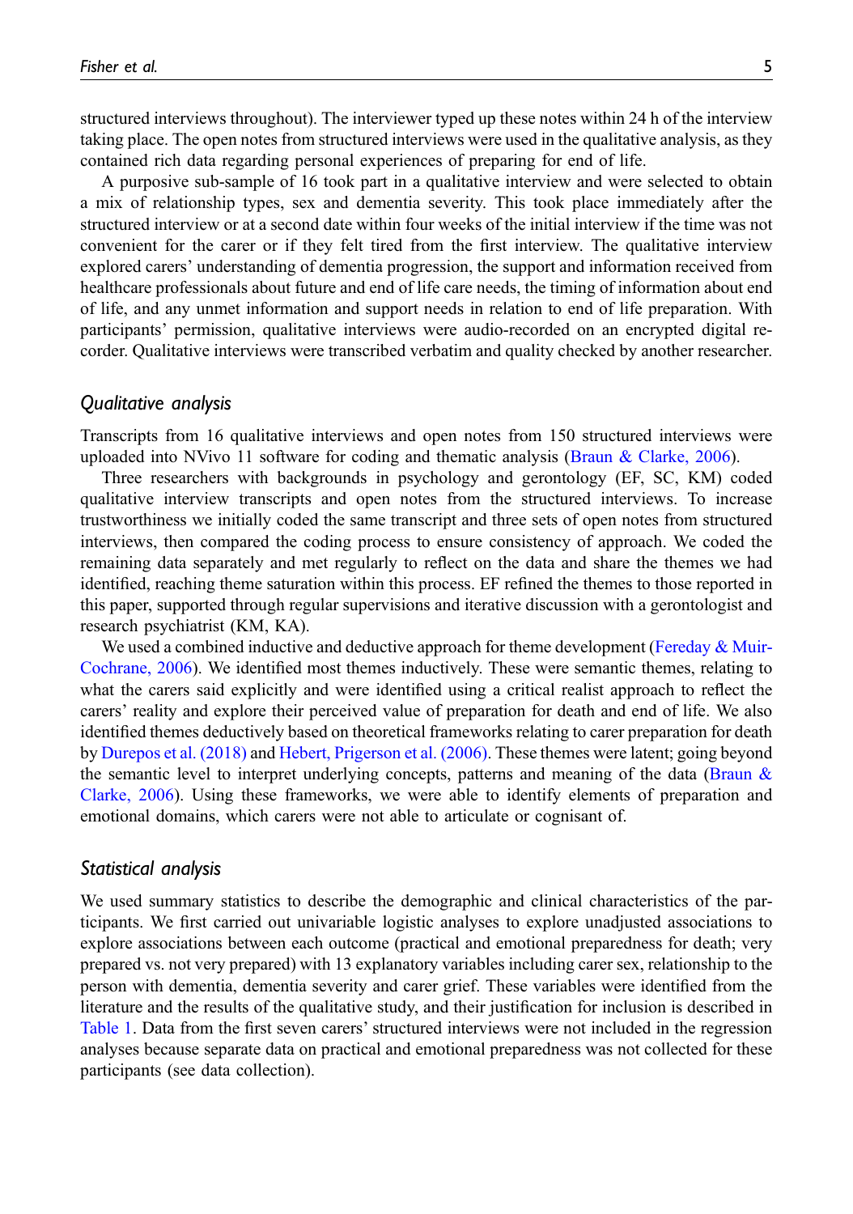structured interviews throughout). The interviewer typed up these notes within 24 h of the interview taking place. The open notes from structured interviews were used in the qualitative analysis, as they contained rich data regarding personal experiences of preparing for end of life.

A purposive sub-sample of 16 took part in a qualitative interview and were selected to obtain a mix of relationship types, sex and dementia severity. This took place immediately after the structured interview or at a second date within four weeks of the initial interview if the time was not convenient for the carer or if they felt tired from the first interview. The qualitative interview explored carers' understanding of dementia progression, the support and information received from healthcare professionals about future and end of life care needs, the timing of information about end of life, and any unmet information and support needs in relation to end of life preparation. With participants' permission, qualitative interviews were audio-recorded on an encrypted digital recorder. Qualitative interviews were transcribed verbatim and quality checked by another researcher.

### *Qualitative analysis*

Transcripts from 16 qualitative interviews and open notes from 150 structured interviews were uploaded into NVivo 11 software for coding and thematic analysis (Braun & Clarke, 2006).

Three researchers with backgrounds in psychology and gerontology (EF, SC, KM) coded qualitative interview transcripts and open notes from the structured interviews. To increase trustworthiness we initially coded the same transcript and three sets of open notes from structured interviews, then compared the coding process to ensure consistency of approach. We coded the remaining data separately and met regularly to reflect on the data and share the themes we had identified, reaching theme saturation within this process. EF refined the themes to those reported in this paper, supported through regular supervisions and iterative discussion with a gerontologist and research psychiatrist (KM, KA).

We used a combined inductive and deductive approach for theme development (Fereday & Muir-Cochrane, 2006). We identified most themes inductively. These were semantic themes, relating to what the carers said explicitly and were identified using a critical realist approach to reflect the carers' reality and explore their perceived value of preparation for death and end of life. We also identified themes deductively based on theoretical frameworks relating to carer preparation for death by Durepos et al. (2018) and Hebert, Prigerson et al. (2006). These themes were latent; going beyond the semantic level to interpret underlying concepts, patterns and meaning of the data (Braun & Clarke, 2006). Using these frameworks, we were able to identify elements of preparation and emotional domains, which carers were not able to articulate or cognisant of.

### *Statistical analysis*

We used summary statistics to describe the demographic and clinical characteristics of the participants. We first carried out univariable logistic analyses to explore unadjusted associations to explore associations between each outcome (practical and emotional preparedness for death; very prepared vs. not very prepared) with 13 explanatory variables including carer sex, relationship to the person with dementia, dementia severity and carer grief. These variables were identified from the literature and the results of the qualitative study, and their justification for inclusion is described in Table 1. Data from the first seven carers' structured interviews were not included in the regression analyses because separate data on practical and emotional preparedness was not collected for these participants (see data collection).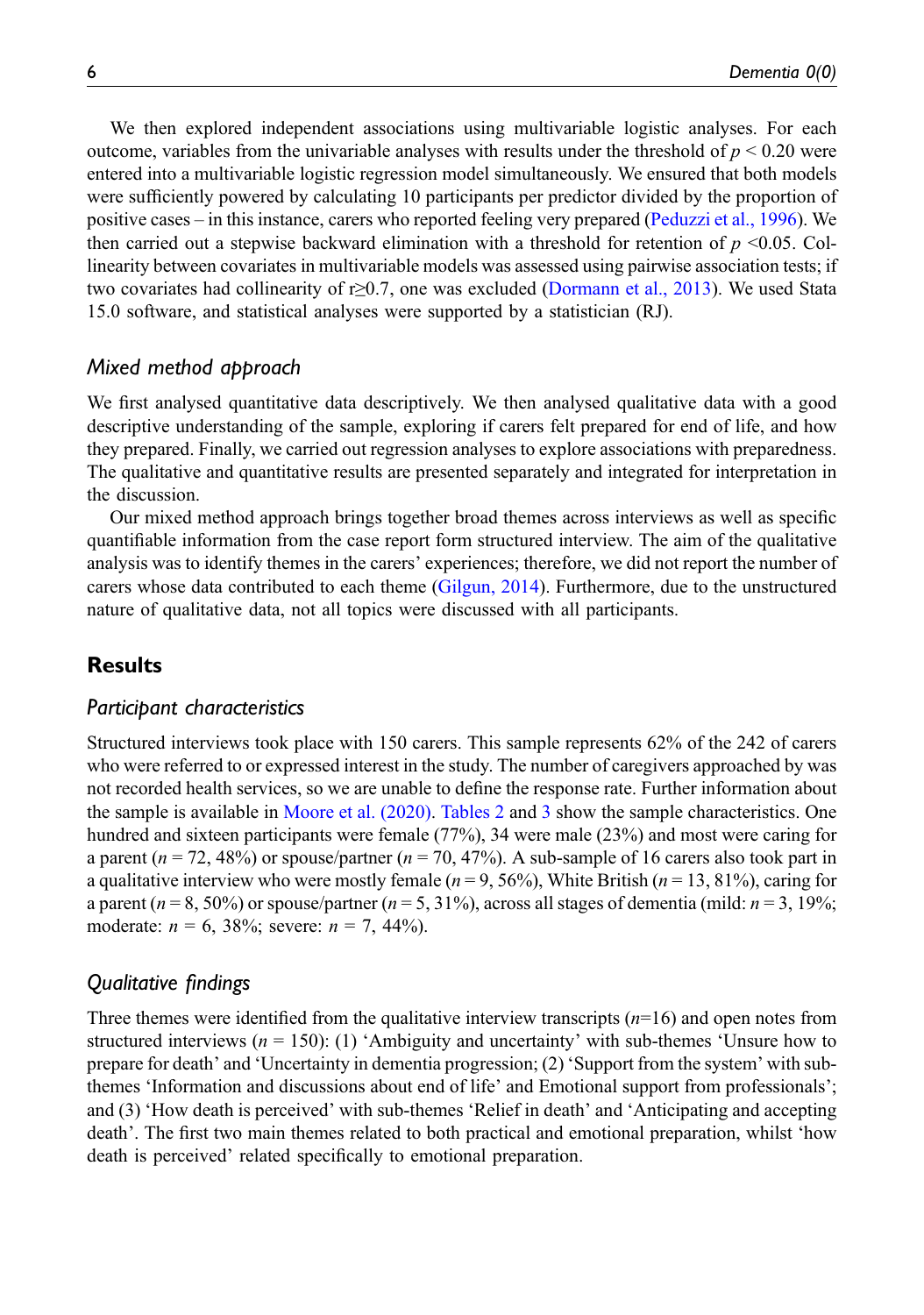We then explored independent associations using multivariable logistic analyses. For each outcome, variables from the univariable analyses with results under the threshold of $p < 0.20$ were entered into a multivariable logistic regression model simultaneously. We ensured that both models were sufficiently powered by calculating 10 participants per predictor divided by the proportion of positive cases – in this instance, carers who reported feeling very prepared (Peduzzi et al., 1996). We then carried out a stepwise backward elimination with a threshold for retention of $p < 0.05$. Collinearity between covariates in multivariable models was assessed using pairwise association tests; if two covariates had collinearity of $r \geq 0.7$, one was excluded (Dormann et al., 2013). We used Stata 15.0 software, and statistical analyses were supported by a statistician (RJ).

### *Mixed method approach*

We first analysed quantitative data descriptively. We then analysed qualitative data with a good descriptive understanding of the sample, exploring if carers felt prepared for end of life, and how they prepared. Finally, we carried out regression analyses to explore associations with preparedness. The qualitative and quantitative results are presented separately and integrated for interpretation in the discussion.

Our mixed method approach brings together broad themes across interviews as well as specific quantifiable information from the case report form structured interview. The aim of the qualitative analysis was to identify themes in the carers' experiences; therefore, we did not report the number of carers whose data contributed to each theme (Gilgun, 2014). Furthermore, due to the unstructured nature of qualitative data, not all topics were discussed with all participants.

## Results

### *Participant characteristics*

Structured interviews took place with 150 carers. This sample represents 62% of the 242 of carers who were referred to or expressed interest in the study. The number of caregivers approached by was not recorded health services, so we are unable to define the response rate. Further information about the sample is available in Moore et al. (2020). Tables 2 and 3 show the sample characteristics. One hundred and sixteen participants were female (77%), 34 were male (23%) and most were caring for a parent ($n = 72$, 48%) or spouse/partner ($n = 70$, 47%). A sub-sample of 16 carers also took part in a qualitative interview who were mostly female ($n = 9$, 56%), White British ($n = 13$, 81%), caring for a parent ($n = 8$, 50%) or spouse/partner ($n = 5$, 31%), across all stages of dementia (mild: $n = 3$, 19%; moderate: $n = 6$, 38%; severe: $n = 7$, 44%).

### *Qualitative findings*

Three themes were identified from the qualitative interview transcripts ($n$=16) and open notes from structured interviews ($n = 150$): (1) 'Ambiguity and uncertainty' with sub-themes 'Unsure how to prepare for death' and 'Uncertainty in dementia progression; (2) 'Support from the system' with sub-themes 'Information and discussions about end of life' and Emotional support from professionals'; and (3) 'How death is perceived' with sub-themes 'Relief in death' and 'Anticipating and accepting death'. The first two main themes related to both practical and emotional preparation, whilst 'how death is perceived' related specifically to emotional preparation.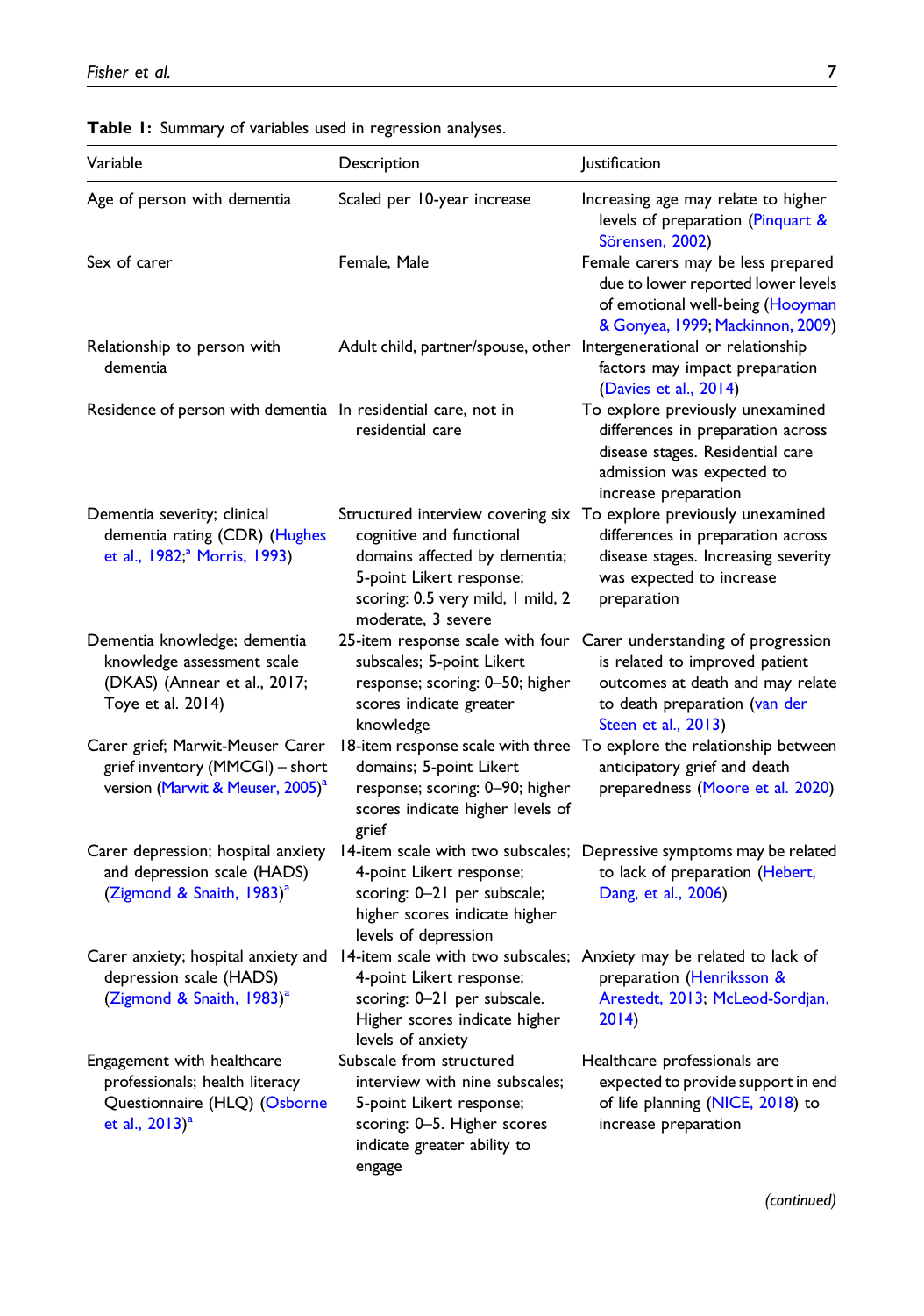**Table 1:** Summary of variables used in regression analyses.

| Variable | Description | Justification |
|---|---|---|
| Age of person with dementia | Scaled per 10-year increase | Increasing age may relate to higher levels of preparation (Pinquart & Sörensen, 2002) |
| Sex of carer | Female, Male | Female carers may be less prepared due to lower reported lower levels of emotional well-being (Hooyman & Gonyea, 1999; Mackinnon, 2009) |
| Relationship to person with dementia | Adult child, partner/spouse, other | Intergenerational or relationship factors may impact preparation (Davies et al., 2014) |
| Residence of person with dementia | In residential care, not in residential care | To explore previously unexamined differences in preparation across disease stages. Residential care admission was expected to increase preparation |
| Dementia severity; clinical dementia rating (CDR) (Hughes et al., 1982;[a] Morris, 1993) | Structured interview covering six cognitive and functional domains affected by dementia; 5-point Likert response; scoring: 0.5 very mild, 1 mild, 2 moderate, 3 severe | To explore previously unexamined differences in preparation across disease stages. Increasing severity was expected to increase preparation |
| Dementia knowledge; dementia knowledge assessment scale (DKAS) (Annear et al., 2017; Toye et al. 2014) | 25-item response scale with four subscales; 5-point Likert response; scoring: 0–50; higher scores indicate greater knowledge | Carer understanding of progression is related to improved patient outcomes at death and may relate to death preparation (van der Steen et al., 2013) |
| Carer grief; Marwit-Meuser Carer grief inventory (MMCGI) – short version (Marwit & Meuser, 2005)[a] | 18-item response scale with three domains; 5-point Likert response; scoring: 0–90; higher scores indicate higher levels of grief | To explore the relationship between anticipatory grief and death preparedness (Moore et al. 2020) |
| Carer depression; hospital anxiety and depression scale (HADS) (Zigmond & Snaith, 1983)[a] | 14-item scale with two subscales; 4-point Likert response; scoring: 0–21 per subscale; higher scores indicate higher levels of depression | Depressive symptoms may be related to lack of preparation (Hebert, Dang, et al., 2006) |
| Carer anxiety; hospital anxiety and depression scale (HADS) (Zigmond & Snaith, 1983)[a] | 14-item scale with two subscales; 4-point Likert response; scoring: 0–21 per subscale. Higher scores indicate higher levels of anxiety | Anxiety may be related to lack of preparation (Henriksson & Arestedt, 2013; McLeod-Sordjan, 2014) |
| Engagement with healthcare professionals; health literacy Questionnaire (HLQ) (Osborne et al., 2013)[a] | Subscale from structured interview with nine subscales; 5-point Likert response; scoring: 0–5. Higher scores indicate greater ability to engage | Healthcare professionals are expected to provide support in end of life planning (NICE, 2018) to increase preparation |

*(continued)*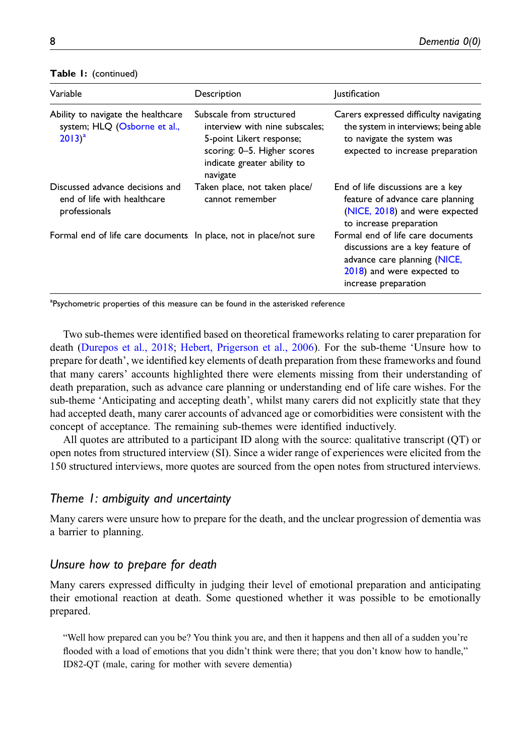**Table 1:** (continued)

| Variable | Description | Justification |
|---|---|---|
| Ability to navigate the healthcare system; HLQ (Osborne et al., 2013)[a] | Subscale from structured interview with nine subscales; 5-point Likert response; scoring: 0–5. Higher scores indicate greater ability to navigate | Carers expressed difficulty navigating the system in interviews; being able to navigate the system was expected to increase preparation |
| Discussed advance decisions and end of life with healthcare professionals | Taken place, not taken place/ cannot remember | End of life discussions are a key feature of advance care planning (NICE, 2018) and were expected to increase preparation |
| Formal end of life care documents | In place, not in place/not sure | Formal end of life care documents discussions are a key feature of advance care planning (NICE, 2018) and were expected to increase preparation |

[a]Psychometric properties of this measure can be found in the asterisked reference

Two sub-themes were identified based on theoretical frameworks relating to carer preparation for death (Durepos et al., 2018; Hebert, Prigerson et al., 2006). For the sub-theme 'Unsure how to prepare for death', we identified key elements of death preparation from these frameworks and found that many carers' accounts highlighted there were elements missing from their understanding of death preparation, such as advance care planning or understanding end of life care wishes. For the sub-theme 'Anticipating and accepting death', whilst many carers did not explicitly state that they had accepted death, many carer accounts of advanced age or comorbidities were consistent with the concept of acceptance. The remaining sub-themes were identified inductively.

All quotes are attributed to a participant ID along with the source: qualitative transcript (QT) or open notes from structured interview (SI). Since a wider range of experiences were elicited from the 150 structured interviews, more quotes are sourced from the open notes from structured interviews.

### *Theme 1: ambiguity and uncertainty*

Many carers were unsure how to prepare for the death, and the unclear progression of dementia was a barrier to planning.

### *Unsure how to prepare for death*

Many carers expressed difficulty in judging their level of emotional preparation and anticipating their emotional reaction at death. Some questioned whether it was possible to be emotionally prepared.

> "Well how prepared can you be? You think you are, and then it happens and then all of a sudden you're flooded with a load of emotions that you didn't think were there; that you don't know how to handle," ID82-QT (male, caring for mother with severe dementia)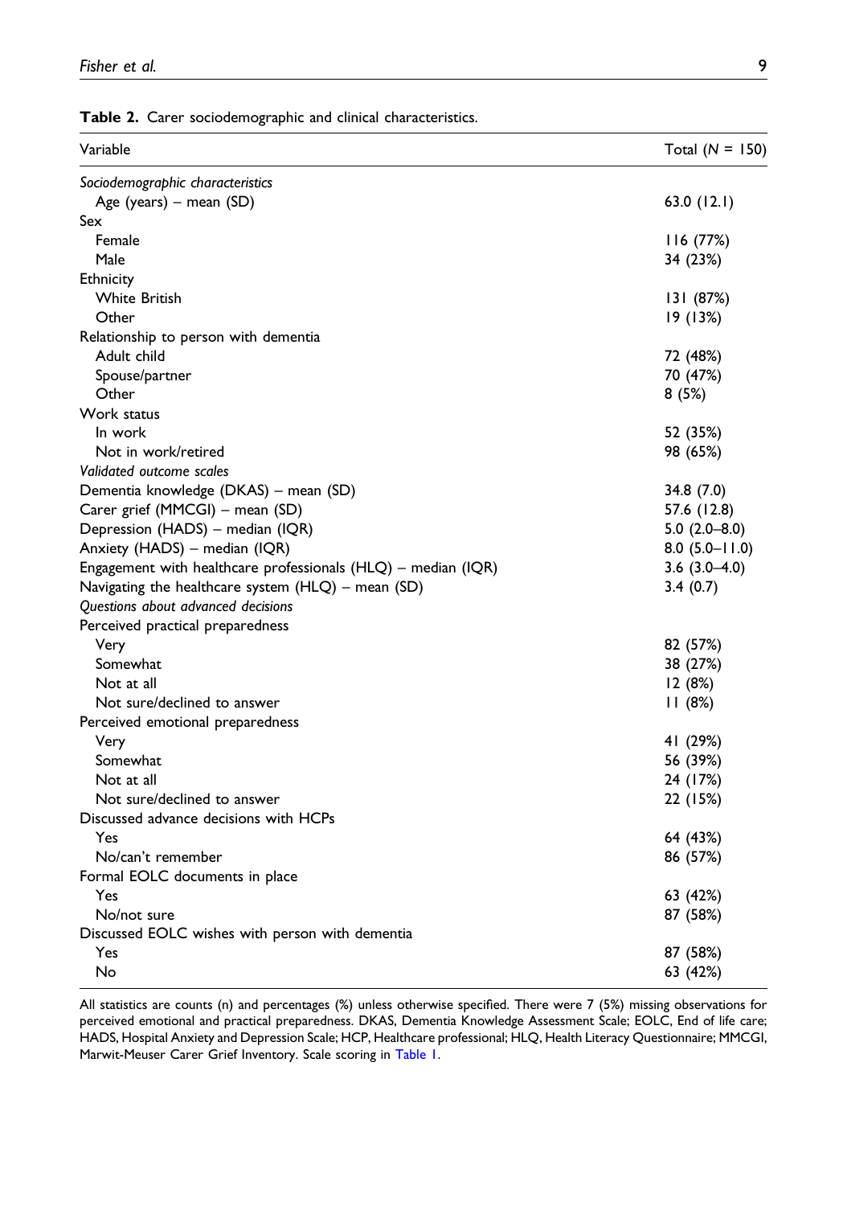**Table 2.** Carer sociodemographic and clinical characteristics.

| Variable | Total ($N$ = 150) |
|---|---|
| *Sociodemographic characteristics* | |
| Age (years) – mean (SD) | 63.0 (12.1) |
| Sex | |
| Female | 116 (77%) |
| Male | 34 (23%) |
| Ethnicity | |
| White British | 131 (87%) |
| Other | 19 (13%) |
| Relationship to person with dementia | |
| Adult child | 72 (48%) |
| Spouse/partner | 70 (47%) |
| Other | 8 (5%) |
| Work status | |
| In work | 52 (35%) |
| Not in work/retired | 98 (65%) |
| *Validated outcome scales* | |
| Dementia knowledge (DKAS) – mean (SD) | 34.8 (7.0) |
| Carer grief (MMCGI) – mean (SD) | 57.6 (12.8) |
| Depression (HADS) – median (IQR) | 5.0 (2.0–8.0) |
| Anxiety (HADS) – median (IQR) | 8.0 (5.0–11.0) |
| Engagement with healthcare professionals (HLQ) – median (IQR) | 3.6 (3.0–4.0) |
| Navigating the healthcare system (HLQ) – mean (SD) | 3.4 (0.7) |
| *Questions about advanced decisions* | |
| Perceived practical preparedness | |
| Very | 82 (57%) |
| Somewhat | 38 (27%) |
| Not at all | 12 (8%) |
| Not sure/declined to answer | 11 (8%) |
| Perceived emotional preparedness | |
| Very | 41 (29%) |
| Somewhat | 56 (39%) |
| Not at all | 24 (17%) |
| Not sure/declined to answer | 22 (15%) |
| Discussed advance decisions with HCPs | |
| Yes | 64 (43%) |
| No/can't remember | 86 (57%) |
| Formal EOLC documents in place | |
| Yes | 63 (42%) |
| No/not sure | 87 (58%) |
| Discussed EOLC wishes with person with dementia | |
| Yes | 87 (58%) |
| No | 63 (42%) |

All statistics are counts (n) and percentages (%) unless otherwise specified. There were 7 (5%) missing observations for perceived emotional and practical preparedness. DKAS, Dementia Knowledge Assessment Scale; EOLC, End of life care; HADS, Hospital Anxiety and Depression Scale; HCP, Healthcare professional; HLQ, Health Literacy Questionnaire; MMCGI, Marwit-Meuser Carer Grief Inventory. Scale scoring in Table 1.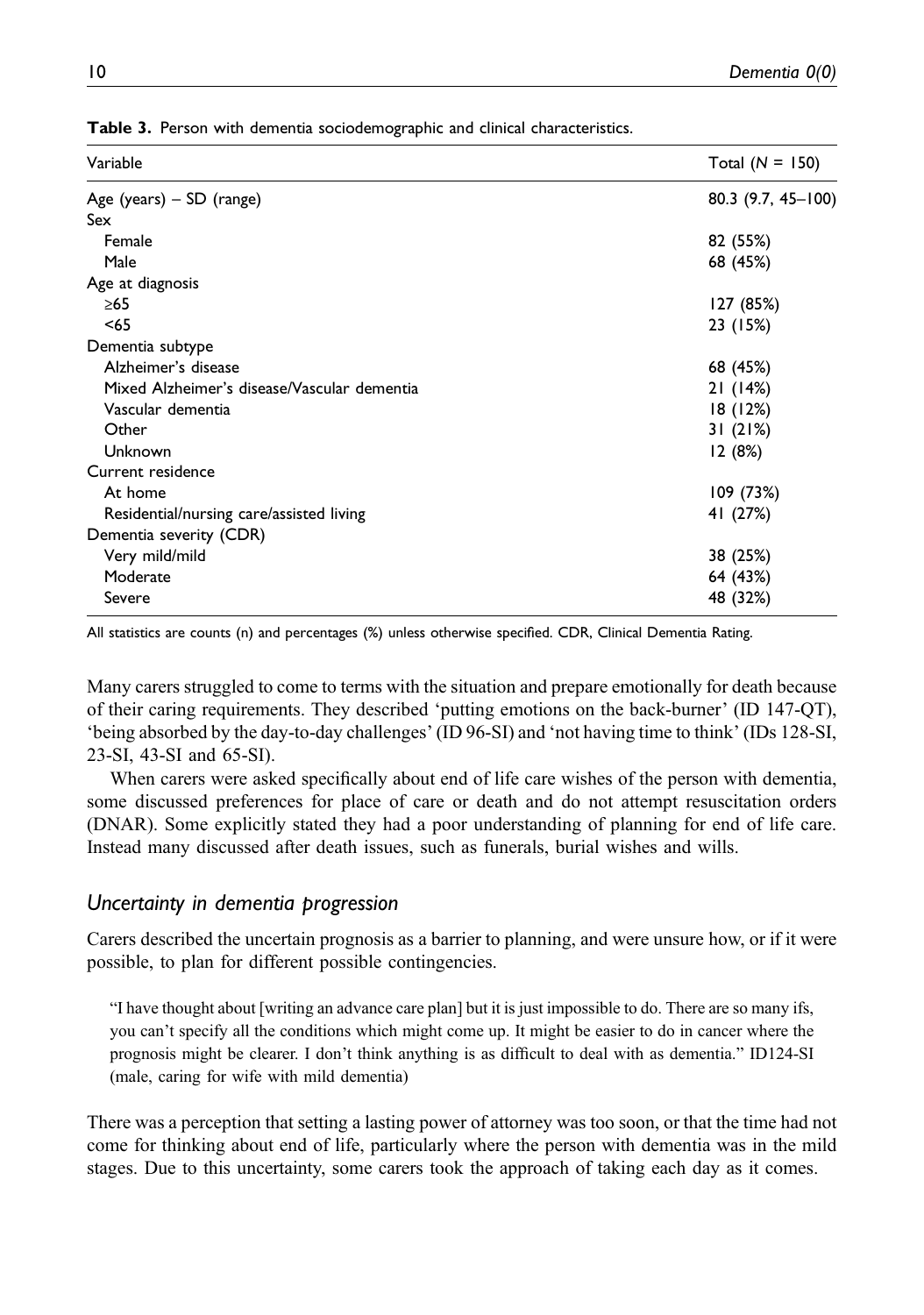**Table 3.** Person with dementia sociodemographic and clinical characteristics.

| Variable | Total (*N* = 150) |
|---|---|
| Age (years) – SD (range) | 80.3 (9.7, 45–100) |
| Sex | |
| Female | 82 (55%) |
| Male | 68 (45%) |
| Age at diagnosis | |
| ≥65 | 127 (85%) |
| <65 | 23 (15%) |
| Dementia subtype | |
| Alzheimer's disease | 68 (45%) |
| Mixed Alzheimer's disease/Vascular dementia | 21 (14%) |
| Vascular dementia | 18 (12%) |
| Other | 31 (21%) |
| Unknown | 12 (8%) |
| Current residence | |
| At home | 109 (73%) |
| Residential/nursing care/assisted living | 41 (27%) |
| Dementia severity (CDR) | |
| Very mild/mild | 38 (25%) |
| Moderate | 64 (43%) |
| Severe | 48 (32%) |

All statistics are counts (n) and percentages (%) unless otherwise specified. CDR, Clinical Dementia Rating.

Many carers struggled to come to terms with the situation and prepare emotionally for death because of their caring requirements. They described 'putting emotions on the back-burner' (ID 147-QT), 'being absorbed by the day-to-day challenges' (ID 96-SI) and 'not having time to think' (IDs 128-SI, 23-SI, 43-SI and 65-SI).

When carers were asked specifically about end of life care wishes of the person with dementia, some discussed preferences for place of care or death and do not attempt resuscitation orders (DNAR). Some explicitly stated they had a poor understanding of planning for end of life care. Instead many discussed after death issues, such as funerals, burial wishes and wills.

### *Uncertainty in dementia progression*

Carers described the uncertain prognosis as a barrier to planning, and were unsure how, or if it were possible, to plan for different possible contingencies.

> "I have thought about [writing an advance care plan] but it is just impossible to do. There are so many ifs, you can't specify all the conditions which might come up. It might be easier to do in cancer where the prognosis might be clearer. I don't think anything is as difficult to deal with as dementia." ID124-SI (male, caring for wife with mild dementia)

There was a perception that setting a lasting power of attorney was too soon, or that the time had not come for thinking about end of life, particularly where the person with dementia was in the mild stages. Due to this uncertainty, some carers took the approach of taking each day as it comes.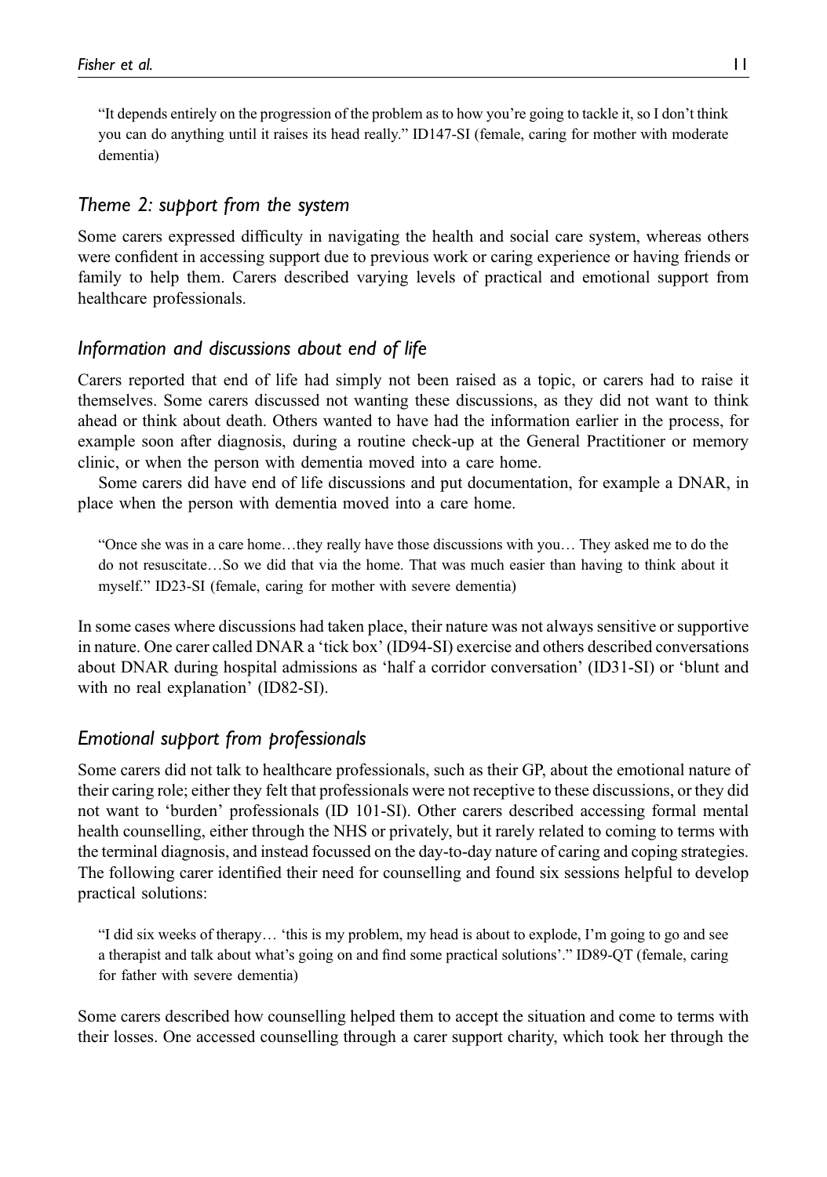"It depends entirely on the progression of the problem as to how you're going to tackle it, so I don't think you can do anything until it raises its head really." ID147-SI (female, caring for mother with moderate dementia)

### *Theme 2: support from the system*

Some carers expressed difficulty in navigating the health and social care system, whereas others were confident in accessing support due to previous work or caring experience or having friends or family to help them. Carers described varying levels of practical and emotional support from healthcare professionals.

### *Information and discussions about end of life*

Carers reported that end of life had simply not been raised as a topic, or carers had to raise it themselves. Some carers discussed not wanting these discussions, as they did not want to think ahead or think about death. Others wanted to have had the information earlier in the process, for example soon after diagnosis, during a routine check-up at the General Practitioner or memory clinic, or when the person with dementia moved into a care home.

Some carers did have end of life discussions and put documentation, for example a DNAR, in place when the person with dementia moved into a care home.

"Once she was in a care home…they really have those discussions with you… They asked me to do the do not resuscitate…So we did that via the home. That was much easier than having to think about it myself." ID23-SI (female, caring for mother with severe dementia)

In some cases where discussions had taken place, their nature was not always sensitive or supportive in nature. One carer called DNAR a 'tick box' (ID94-SI) exercise and others described conversations about DNAR during hospital admissions as 'half a corridor conversation' (ID31-SI) or 'blunt and with no real explanation' (ID82-SI).

### *Emotional support from professionals*

Some carers did not talk to healthcare professionals, such as their GP, about the emotional nature of their caring role; either they felt that professionals were not receptive to these discussions, or they did not want to 'burden' professionals (ID 101-SI). Other carers described accessing formal mental health counselling, either through the NHS or privately, but it rarely related to coming to terms with the terminal diagnosis, and instead focussed on the day-to-day nature of caring and coping strategies. The following carer identified their need for counselling and found six sessions helpful to develop practical solutions:

"I did six weeks of therapy… 'this is my problem, my head is about to explode, I'm going to go and see a therapist and talk about what's going on and find some practical solutions'." ID89-QT (female, caring for father with severe dementia)

Some carers described how counselling helped them to accept the situation and come to terms with their losses. One accessed counselling through a carer support charity, which took her through the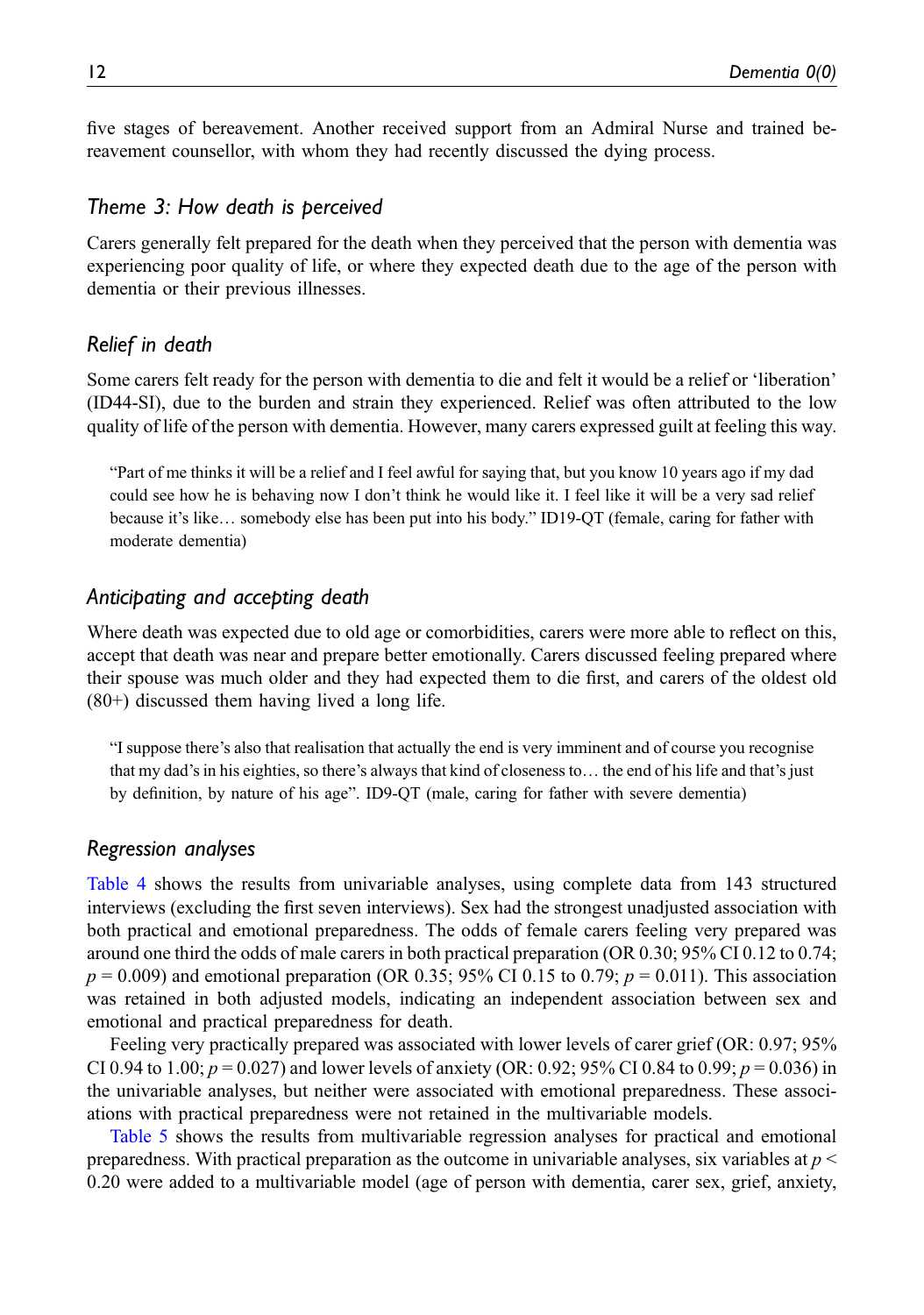five stages of bereavement. Another received support from an Admiral Nurse and trained bereavement counsellor, with whom they had recently discussed the dying process.

## *Theme 3: How death is perceived*

Carers generally felt prepared for the death when they perceived that the person with dementia was experiencing poor quality of life, or where they expected death due to the age of the person with dementia or their previous illnesses.

### *Relief in death*

Some carers felt ready for the person with dementia to die and felt it would be a relief or 'liberation' (ID44-SI), due to the burden and strain they experienced. Relief was often attributed to the low quality of life of the person with dementia. However, many carers expressed guilt at feeling this way.

> "Part of me thinks it will be a relief and I feel awful for saying that, but you know 10 years ago if my dad could see how he is behaving now I don't think he would like it. I feel like it will be a very sad relief because it's like… somebody else has been put into his body." ID19-QT (female, caring for father with moderate dementia)

### *Anticipating and accepting death*

Where death was expected due to old age or comorbidities, carers were more able to reflect on this, accept that death was near and prepare better emotionally. Carers discussed feeling prepared where their spouse was much older and they had expected them to die first, and carers of the oldest old (80+) discussed them having lived a long life.

> "I suppose there's also that realisation that actually the end is very imminent and of course you recognise that my dad's in his eighties, so there's always that kind of closeness to… the end of his life and that's just by definition, by nature of his age". ID9-QT (male, caring for father with severe dementia)

## *Regression analyses*

Table 4 shows the results from univariable analyses, using complete data from 143 structured interviews (excluding the first seven interviews). Sex had the strongest unadjusted association with both practical and emotional preparedness. The odds of female carers feeling very prepared was around one third the odds of male carers in both practical preparation (OR 0.30; 95% CI 0.12 to 0.74; $p = 0.009$) and emotional preparation (OR 0.35; 95% CI 0.15 to 0.79; $p = 0.011$). This association was retained in both adjusted models, indicating an independent association between sex and emotional and practical preparedness for death.

Feeling very practically prepared was associated with lower levels of carer grief (OR: 0.97; 95% CI 0.94 to 1.00; $p = 0.027$) and lower levels of anxiety (OR: 0.92; 95% CI 0.84 to 0.99; $p = 0.036$) in the univariable analyses, but neither were associated with emotional preparedness. These associations with practical preparedness were not retained in the multivariable models.

Table 5 shows the results from multivariable regression analyses for practical and emotional preparedness. With practical preparation as the outcome in univariable analyses, six variables at $p < 0.20$ were added to a multivariable model (age of person with dementia, carer sex, grief, anxiety,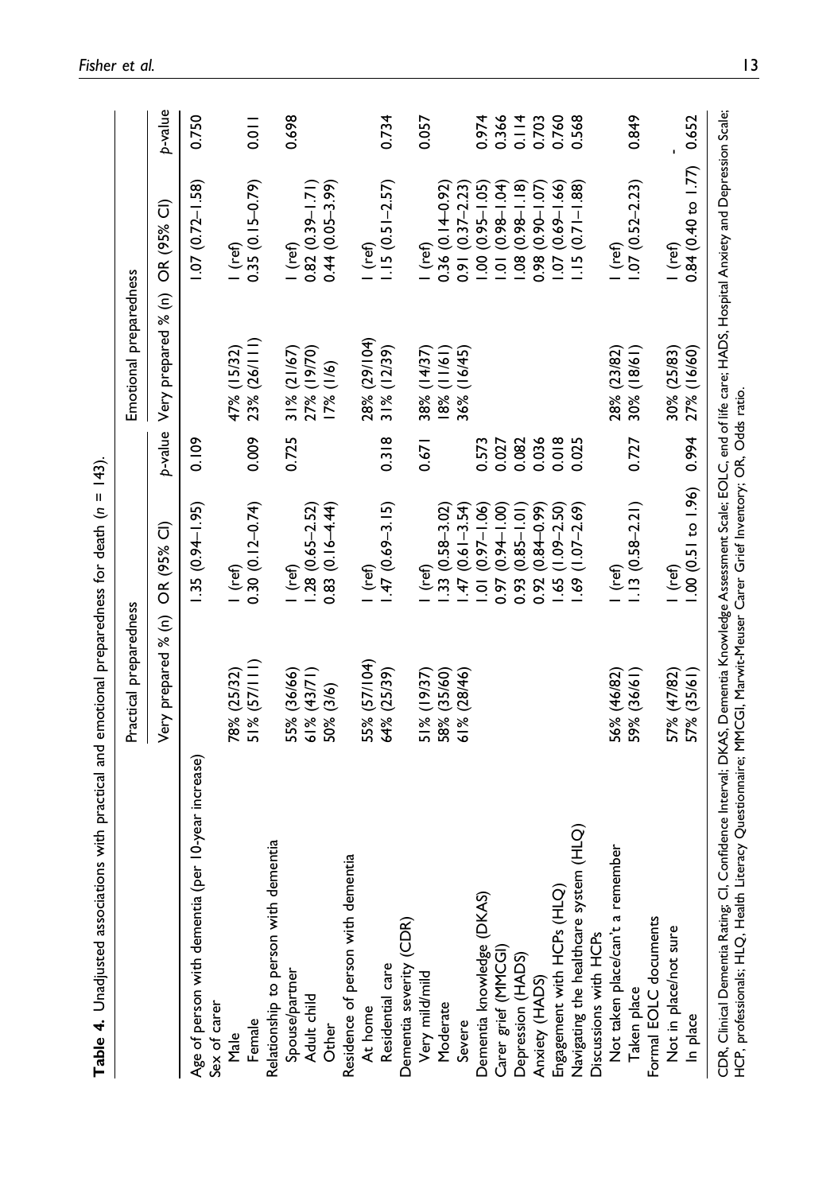**Table 4.** Unadjusted associations with practical and emotional preparedness for death (n = 143).

| | Practical preparedness | | | Emotional preparedness | | |
|---|---|---|---|---|---|---|
| | Very prepared % (n) | OR (95% CI) | p-value | Very prepared % (n) | OR (95% CI) | p-value |
| Age of person with dementia (per 10-year increase) | | 1.35 (0.94–1.95) | 0.109 | | 1.07 (0.72–1.58) | 0.750 |
| Sex of carer | | | | | | |
| Male | 78% (25/32) | 1 (ref) | | 47% (15/32) | 1 (ref) | |
| Female | 51% (57/111) | 0.30 (0.12–0.74) | 0.009 | 23% (26/111) | 0.35 (0.15–0.79) | 0.011 |
| Relationship to person with dementia | | | | | | |
| Spouse/partner | 55% (36/66) | 1 (ref) | 0.725 | 31% (21/67) | 1 (ref) | 0.698 |
| Adult child | 61% (43/71) | 1.28 (0.65–2.52) | | 27% (19/70) | 0.82 (0.39–1.71) | |
| Other | 50% (3/6) | 0.83 (0.16–4.44) | | 17% (1/6) | 0.44 (0.05–3.99) | |
| Residence of person with dementia | | | | | | |
| At home | 55% (57/104) | 1 (ref) | | 28% (29/104) | 1 (ref) | |
| Residential care | 64% (25/39) | 1.47 (0.69–3.15) | 0.318 | 31% (12/39) | 1.15 (0.51–2.57) | 0.734 |
| Dementia severity (CDR) | | | | | | |
| Very mild/mild | 51% (19/37) | 1 (ref) | 0.671 | 38% (14/37) | 1 (ref) | 0.057 |
| Moderate | 58% (35/60) | 1.33 (0.58–3.02) | | 18% (11/61) | 0.36 (0.14–0.92) | |
| Severe | 61% (28/46) | 1.47 (0.61–3.54) | | 36% (16/45) | 0.91 (0.37–2.23) | |
| Dementia knowledge (DKAS) | | 1.01 (0.97–1.06) | 0.573 | | 1.00 (0.95–1.05) | 0.974 |
| Carer grief (MMCGI) | | 0.97 (0.94–1.00) | 0.027 | | 1.01 (0.98–1.04) | 0.366 |
| Depression (HADS) | | 0.93 (0.85–1.01) | 0.082 | | 1.08 (0.98–1.18) | 0.114 |
| Anxiety (HADS) | | 0.92 (0.84–0.99) | 0.036 | | 0.98 (0.90–1.07) | 0.703 |
| Engagement with HCPs (HLQ) | | 1.65 (1.09–2.50) | 0.018 | | 1.07 (0.69–1.66) | 0.760 |
| Navigating the healthcare system (HLQ) | | 1.69 (1.07–2.69) | 0.025 | | 1.15 (0.71–1.88) | 0.568 |
| Discussions with HCPs | | | | | | |
| Not taken place/can't a remember | 56% (46/82) | 1 (ref) | | 28% (23/82) | 1 (ref) | |
| Taken place | 59% (36/61) | 1.13 (0.58–2.21) | 0.727 | 30% (18/61) | 1.07 (0.52–2.23) | 0.849 |
| Formal EOLC documents | | | | | | |
| Not in place/not sure | 57% (47/82) | 1 (ref) | | 30% (25/83) | 1 (ref) | - |
| In place | 57% (35/61) | 1.00 (0.51 to 1.96) | 0.994 | 27% (16/60) | 0.84 (0.40 to 1.77) | 0.652 |

CDR, Clinical Dementia Rating; CI, Confidence Interval; DKAS, Dementia Knowledge Assessment Scale; EOLC, end of life care; HADS, Hospital Anxiety and Depression Scale; HCP, professionals; HLQ, Health Literacy Questionnaire; MMCGI, Marwit-Meuser Carer Grief Inventory; OR, Odds ratio.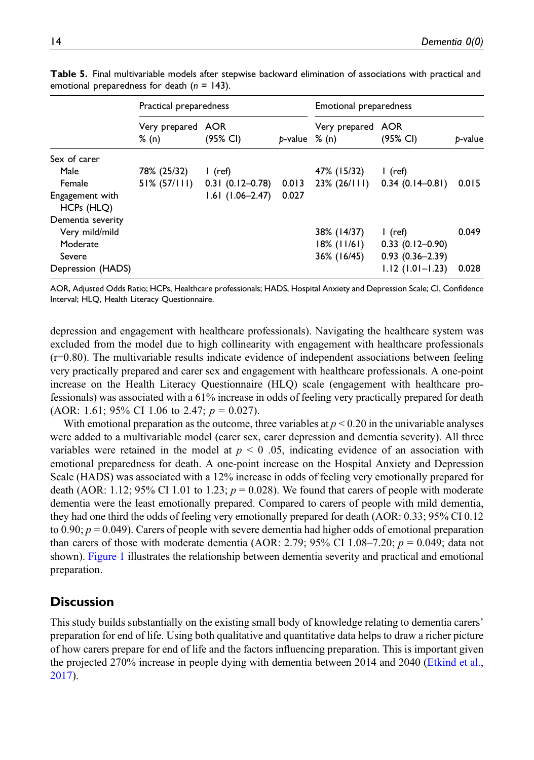**Table 5.** Final multivariable models after stepwise backward elimination of associations with practical and emotional preparedness for death ($n$ = 143).

| | Practical preparedness | | | Emotional preparedness | | |
|---|---|---|---|---|---|---|
| | Very prepared % (n) | AOR (95% CI) | $p$-value | Very prepared % (n) | AOR (95% CI) | $p$-value |
| Sex of carer | | | | | | |
| Male | 78% (25/32) | 1 (ref) | | 47% (15/32) | 1 (ref) | |
| Female | 51% (57/111) | 0.31 (0.12–0.78) | 0.013 | 23% (26/111) | 0.34 (0.14–0.81) | 0.015 |
| Engagement with HCPs (HLQ) | | 1.61 (1.06–2.47) | 0.027 | | | |
| Dementia severity | | | | | | |
| Very mild/mild | | | | 38% (14/37) | 1 (ref) | 0.049 |
| Moderate | | | | 18% (11/61) | 0.33 (0.12–0.90) | |
| Severe | | | | 36% (16/45) | 0.93 (0.36–2.39) | |
| Depression (HADS) | | | | | 1.12 (1.01–1.23) | 0.028 |

AOR, Adjusted Odds Ratio; HCPs, Healthcare professionals; HADS, Hospital Anxiety and Depression Scale; CI, Confidence Interval; HLQ, Health Literacy Questionnaire.

depression and engagement with healthcare professionals). Navigating the healthcare system was excluded from the model due to high collinearity with engagement with healthcare professionals (r=0.80). The multivariable results indicate evidence of independent associations between feeling very practically prepared and carer sex and engagement with healthcare professionals. A one-point increase on the Health Literacy Questionnaire (HLQ) scale (engagement with healthcare professionals) was associated with a 61% increase in odds of feeling very practically prepared for death (AOR: 1.61; 95% CI 1.06 to 2.47; $p$ = 0.027).

With emotional preparation as the outcome, three variables at $p < 0.20$ in the univariable analyses were added to a multivariable model (carer sex, carer depression and dementia severity). All three variables were retained in the model at $p < 0$ .05, indicating evidence of an association with emotional preparedness for death. A one-point increase on the Hospital Anxiety and Depression Scale (HADS) was associated with a 12% increase in odds of feeling very emotionally prepared for death (AOR: 1.12; 95% CI 1.01 to 1.23; $p$ = 0.028). We found that carers of people with moderate dementia were the least emotionally prepared. Compared to carers of people with mild dementia, they had one third the odds of feeling very emotionally prepared for death (AOR: 0.33; 95% CI 0.12 to 0.90; $p$ = 0.049). Carers of people with severe dementia had higher odds of emotional preparation than carers of those with moderate dementia (AOR: 2.79; 95% CI 1.08–7.20; $p$ = 0.049; data not shown). Figure 1 illustrates the relationship between dementia severity and practical and emotional preparation.

## Discussion

This study builds substantially on the existing small body of knowledge relating to dementia carers' preparation for end of life. Using both qualitative and quantitative data helps to draw a richer picture of how carers prepare for end of life and the factors influencing preparation. This is important given the projected 270% increase in people dying with dementia between 2014 and 2040 (Etkind et al., 2017).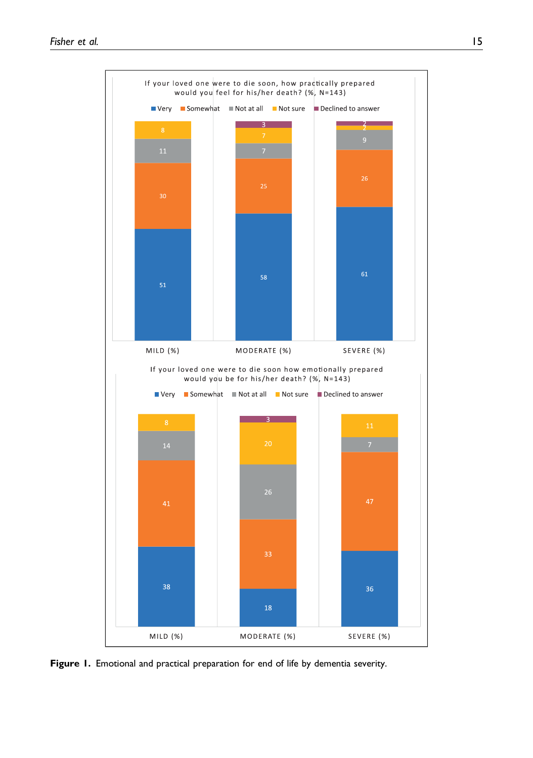If your loved one were to die soon, how practically prepared would you feel for his/her death? (%, N=143)

| | MILD (%) | MODERATE (%) | SEVERE (%) |
|---|---|---|---|
| Very | 51 | 58 | 61 |
| Somewhat | 30 | 25 | 26 |
| Not at all | 11 | 7 | 9 |
| Not sure | 8 | 7 | 2 |
| Declined to answer | | 3 | 2 |

If your loved one were to die soon how emotionally prepared would you be for his/her death? (%, N=143)

| | MILD (%) | MODERATE (%) | SEVERE (%) |
|---|---|---|---|
| Very | 38 | 18 | 36 |
| Somewhat | 41 | 33 | 47 |
| Not at all | 14 | 26 | 7 |
| Not sure | 8 | 20 | 11 |
| Declined to answer | | 3 | |

**Figure 1.** Emotional and practical preparation for end of life by dementia severity.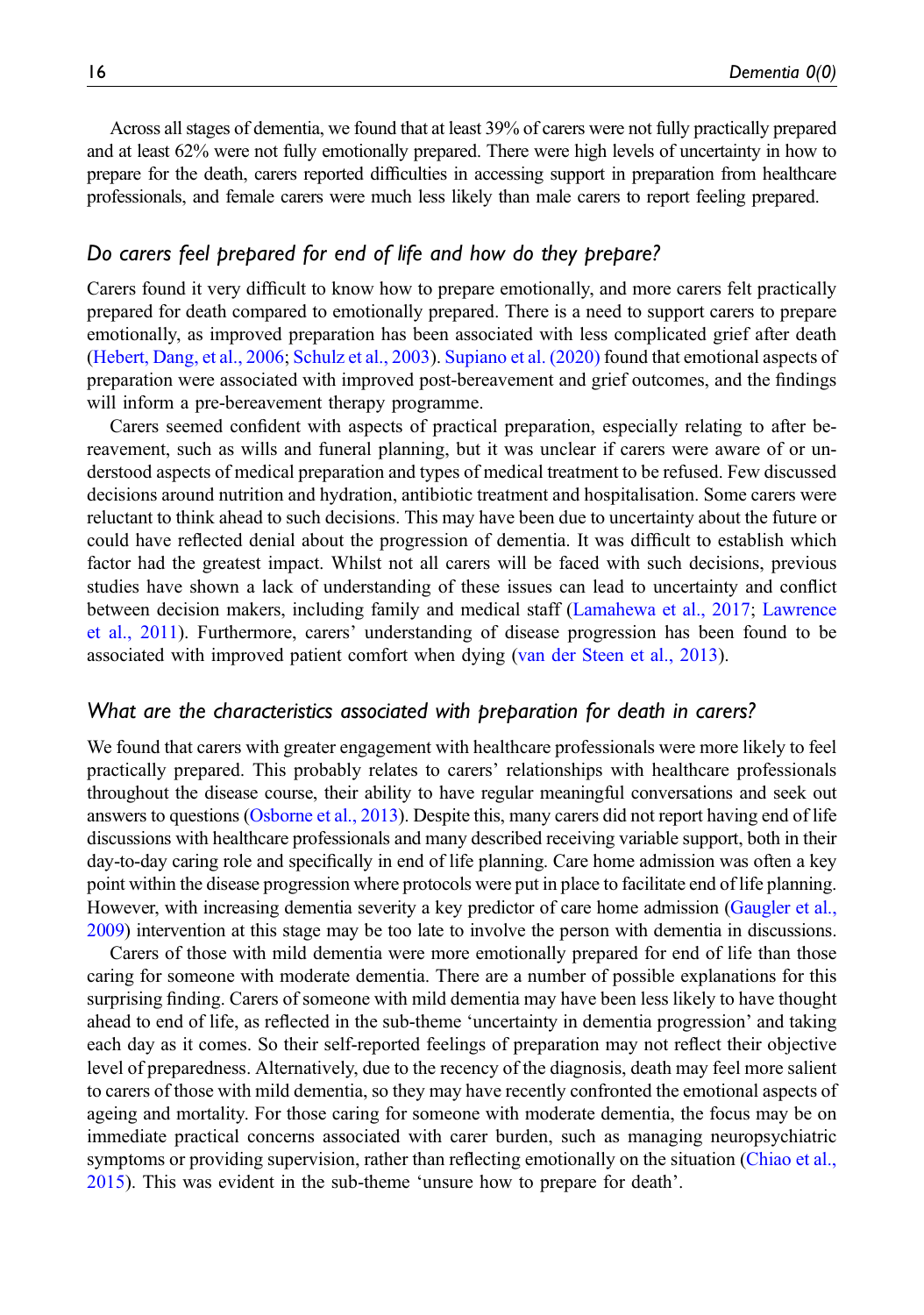Across all stages of dementia, we found that at least 39% of carers were not fully practically prepared and at least 62% were not fully emotionally prepared. There were high levels of uncertainty in how to prepare for the death, carers reported difficulties in accessing support in preparation from healthcare professionals, and female carers were much less likely than male carers to report feeling prepared.

### *Do carers feel prepared for end of life and how do they prepare?*

Carers found it very difficult to know how to prepare emotionally, and more carers felt practically prepared for death compared to emotionally prepared. There is a need to support carers to prepare emotionally, as improved preparation has been associated with less complicated grief after death (Hebert, Dang, et al., 2006; Schulz et al., 2003). Supiano et al. (2020) found that emotional aspects of preparation were associated with improved post-bereavement and grief outcomes, and the findings will inform a pre-bereavement therapy programme.

Carers seemed confident with aspects of practical preparation, especially relating to after bereavement, such as wills and funeral planning, but it was unclear if carers were aware of or understood aspects of medical preparation and types of medical treatment to be refused. Few discussed decisions around nutrition and hydration, antibiotic treatment and hospitalisation. Some carers were reluctant to think ahead to such decisions. This may have been due to uncertainty about the future or could have reflected denial about the progression of dementia. It was difficult to establish which factor had the greatest impact. Whilst not all carers will be faced with such decisions, previous studies have shown a lack of understanding of these issues can lead to uncertainty and conflict between decision makers, including family and medical staff (Lamahewa et al., 2017; Lawrence et al., 2011). Furthermore, carers' understanding of disease progression has been found to be associated with improved patient comfort when dying (van der Steen et al., 2013).

### *What are the characteristics associated with preparation for death in carers?*

We found that carers with greater engagement with healthcare professionals were more likely to feel practically prepared. This probably relates to carers' relationships with healthcare professionals throughout the disease course, their ability to have regular meaningful conversations and seek out answers to questions (Osborne et al., 2013). Despite this, many carers did not report having end of life discussions with healthcare professionals and many described receiving variable support, both in their day-to-day caring role and specifically in end of life planning. Care home admission was often a key point within the disease progression where protocols were put in place to facilitate end of life planning. However, with increasing dementia severity a key predictor of care home admission (Gaugler et al., 2009) intervention at this stage may be too late to involve the person with dementia in discussions.

Carers of those with mild dementia were more emotionally prepared for end of life than those caring for someone with moderate dementia. There are a number of possible explanations for this surprising finding. Carers of someone with mild dementia may have been less likely to have thought ahead to end of life, as reflected in the sub-theme 'uncertainty in dementia progression' and taking each day as it comes. So their self-reported feelings of preparation may not reflect their objective level of preparedness. Alternatively, due to the recency of the diagnosis, death may feel more salient to carers of those with mild dementia, so they may have recently confronted the emotional aspects of ageing and mortality. For those caring for someone with moderate dementia, the focus may be on immediate practical concerns associated with carer burden, such as managing neuropsychiatric symptoms or providing supervision, rather than reflecting emotionally on the situation (Chiao et al., 2015). This was evident in the sub-theme 'unsure how to prepare for death'.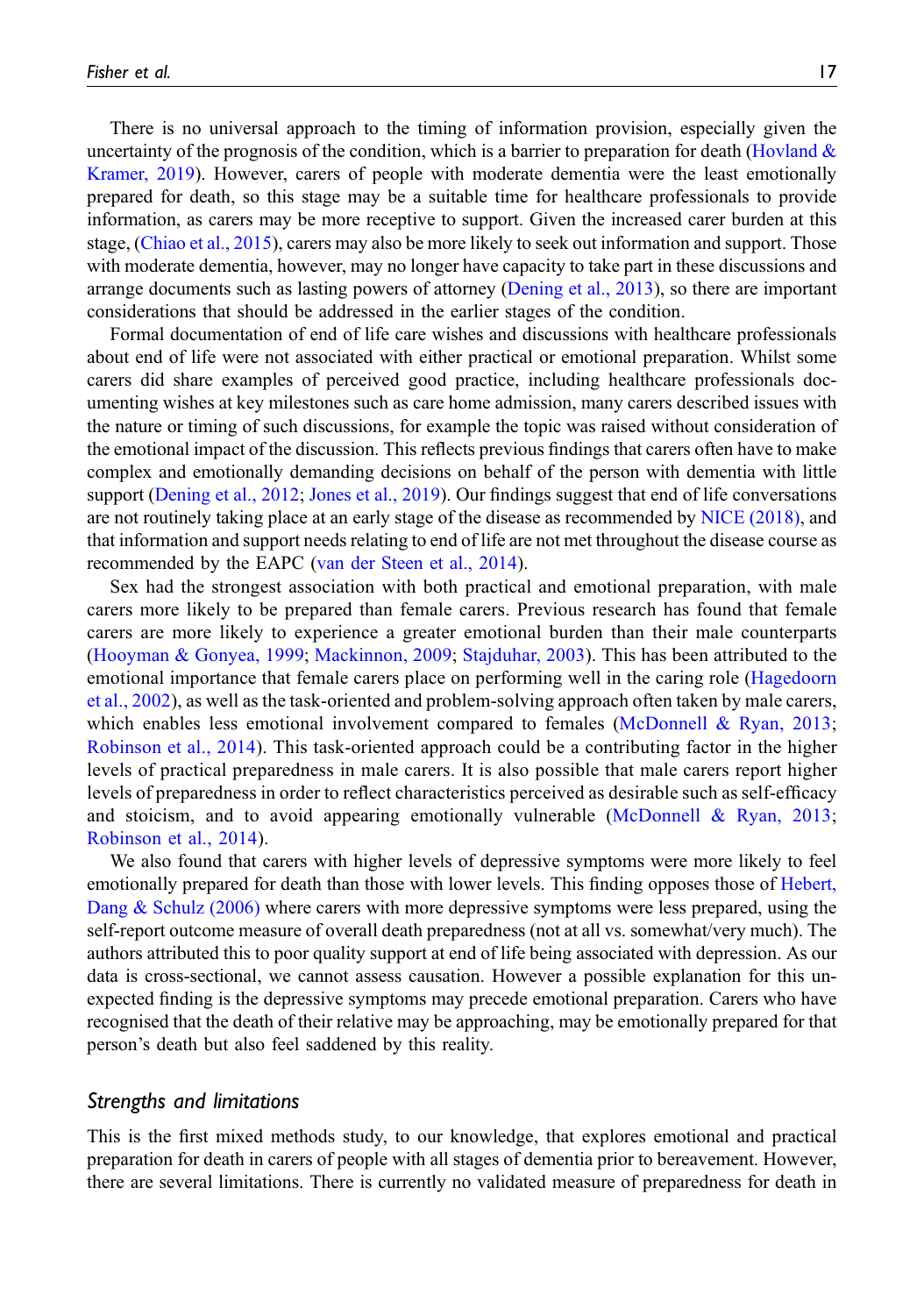There is no universal approach to the timing of information provision, especially given the uncertainty of the prognosis of the condition, which is a barrier to preparation for death (Hovland & Kramer, 2019). However, carers of people with moderate dementia were the least emotionally prepared for death, so this stage may be a suitable time for healthcare professionals to provide information, as carers may be more receptive to support. Given the increased carer burden at this stage, (Chiao et al., 2015), carers may also be more likely to seek out information and support. Those with moderate dementia, however, may no longer have capacity to take part in these discussions and arrange documents such as lasting powers of attorney (Dening et al., 2013), so there are important considerations that should be addressed in the earlier stages of the condition.

Formal documentation of end of life care wishes and discussions with healthcare professionals about end of life were not associated with either practical or emotional preparation. Whilst some carers did share examples of perceived good practice, including healthcare professionals documenting wishes at key milestones such as care home admission, many carers described issues with the nature or timing of such discussions, for example the topic was raised without consideration of the emotional impact of the discussion. This reflects previous findings that carers often have to make complex and emotionally demanding decisions on behalf of the person with dementia with little support (Dening et al., 2012; Jones et al., 2019). Our findings suggest that end of life conversations are not routinely taking place at an early stage of the disease as recommended by NICE (2018), and that information and support needs relating to end of life are not met throughout the disease course as recommended by the EAPC (van der Steen et al., 2014).

Sex had the strongest association with both practical and emotional preparation, with male carers more likely to be prepared than female carers. Previous research has found that female carers are more likely to experience a greater emotional burden than their male counterparts (Hooyman & Gonyea, 1999; Mackinnon, 2009; Stajduhar, 2003). This has been attributed to the emotional importance that female carers place on performing well in the caring role (Hagedoorn et al., 2002), as well as the task-oriented and problem-solving approach often taken by male carers, which enables less emotional involvement compared to females (McDonnell & Ryan, 2013; Robinson et al., 2014). This task-oriented approach could be a contributing factor in the higher levels of practical preparedness in male carers. It is also possible that male carers report higher levels of preparedness in order to reflect characteristics perceived as desirable such as self-efficacy and stoicism, and to avoid appearing emotionally vulnerable (McDonnell & Ryan, 2013; Robinson et al., 2014).

We also found that carers with higher levels of depressive symptoms were more likely to feel emotionally prepared for death than those with lower levels. This finding opposes those of Hebert, Dang & Schulz (2006) where carers with more depressive symptoms were less prepared, using the self-report outcome measure of overall death preparedness (not at all vs. somewhat/very much). The authors attributed this to poor quality support at end of life being associated with depression. As our data is cross-sectional, we cannot assess causation. However a possible explanation for this unexpected finding is the depressive symptoms may precede emotional preparation. Carers who have recognised that the death of their relative may be approaching, may be emotionally prepared for that person's death but also feel saddened by this reality.

## Strengths and limitations

This is the first mixed methods study, to our knowledge, that explores emotional and practical preparation for death in carers of people with all stages of dementia prior to bereavement. However, there are several limitations. There is currently no validated measure of preparedness for death in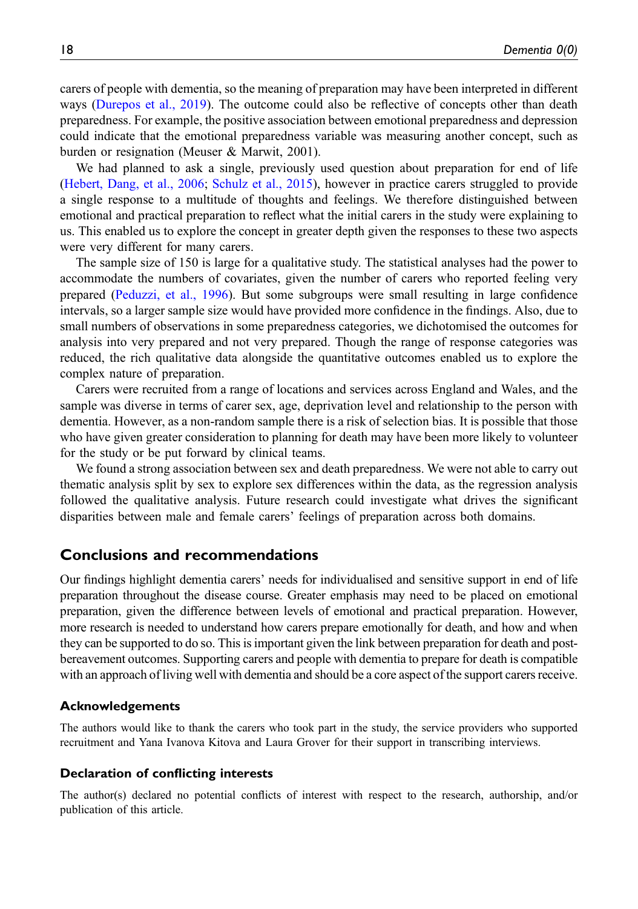carers of people with dementia, so the meaning of preparation may have been interpreted in different ways (Durepos et al., 2019). The outcome could also be reflective of concepts other than death preparedness. For example, the positive association between emotional preparedness and depression could indicate that the emotional preparedness variable was measuring another concept, such as burden or resignation (Meuser & Marwit, 2001).

We had planned to ask a single, previously used question about preparation for end of life (Hebert, Dang, et al., 2006; Schulz et al., 2015), however in practice carers struggled to provide a single response to a multitude of thoughts and feelings. We therefore distinguished between emotional and practical preparation to reflect what the initial carers in the study were explaining to us. This enabled us to explore the concept in greater depth given the responses to these two aspects were very different for many carers.

The sample size of 150 is large for a qualitative study. The statistical analyses had the power to accommodate the numbers of covariates, given the number of carers who reported feeling very prepared (Peduzzi, et al., 1996). But some subgroups were small resulting in large confidence intervals, so a larger sample size would have provided more confidence in the findings. Also, due to small numbers of observations in some preparedness categories, we dichotomised the outcomes for analysis into very prepared and not very prepared. Though the range of response categories was reduced, the rich qualitative data alongside the quantitative outcomes enabled us to explore the complex nature of preparation.

Carers were recruited from a range of locations and services across England and Wales, and the sample was diverse in terms of carer sex, age, deprivation level and relationship to the person with dementia. However, as a non-random sample there is a risk of selection bias. It is possible that those who have given greater consideration to planning for death may have been more likely to volunteer for the study or be put forward by clinical teams.

We found a strong association between sex and death preparedness. We were not able to carry out thematic analysis split by sex to explore sex differences within the data, as the regression analysis followed the qualitative analysis. Future research could investigate what drives the significant disparities between male and female carers' feelings of preparation across both domains.

## Conclusions and recommendations

Our findings highlight dementia carers' needs for individualised and sensitive support in end of life preparation throughout the disease course. Greater emphasis may need to be placed on emotional preparation, given the difference between levels of emotional and practical preparation. However, more research is needed to understand how carers prepare emotionally for death, and how and when they can be supported to do so. This is important given the link between preparation for death and post-bereavement outcomes. Supporting carers and people with dementia to prepare for death is compatible with an approach of living well with dementia and should be a core aspect of the support carers receive.

### Acknowledgements

The authors would like to thank the carers who took part in the study, the service providers who supported recruitment and Yana Ivanova Kitova and Laura Grover for their support in transcribing interviews.

### Declaration of conflicting interests

The author(s) declared no potential conflicts of interest with respect to the research, authorship, and/or publication of this article.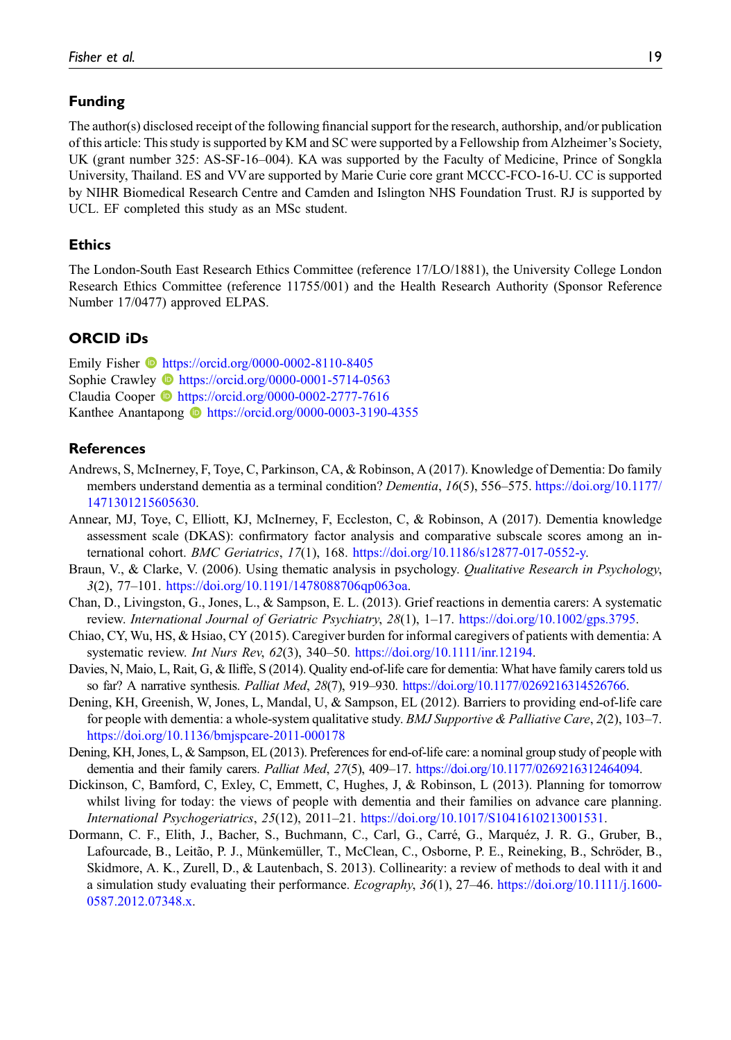## Funding

The author(s) disclosed receipt of the following financial support for the research, authorship, and/or publication of this article: This study is supported by KM and SC were supported by a Fellowship from Alzheimer's Society, UK (grant number 325: AS-SF-16–004). KA was supported by the Faculty of Medicine, Prince of Songkla University, Thailand. ES and VV are supported by Marie Curie core grant MCCC-FCO-16-U. CC is supported by NIHR Biomedical Research Centre and Camden and Islington NHS Foundation Trust. RJ is supported by UCL. EF completed this study as an MSc student.

## Ethics

The London-South East Research Ethics Committee (reference 17/LO/1881), the University College London Research Ethics Committee (reference 11755/001) and the Health Research Authority (Sponsor Reference Number 17/0477) approved ELPAS.

## ORCID iDs

Emily Fisher https://orcid.org/0000-0002-8110-8405
Sophie Crawley https://orcid.org/0000-0001-5714-0563
Claudia Cooper https://orcid.org/0000-0002-2777-7616
Kanthee Anantapong https://orcid.org/0000-0003-3190-4355

## References

Andrews, S, McInerney, F, Toye, C, Parkinson, CA, & Robinson, A (2017). Knowledge of Dementia: Do family members understand dementia as a terminal condition? *Dementia*, *16*(5), 556–575. https://doi.org/10.1177/1471301215605630.

Annear, MJ, Toye, C, Elliott, KJ, McInerney, F, Eccleston, C, & Robinson, A (2017). Dementia knowledge assessment scale (DKAS): confirmatory factor analysis and comparative subscale scores among an international cohort. *BMC Geriatrics*, *17*(1), 168. https://doi.org/10.1186/s12877-017-0552-y.

Braun, V., & Clarke, V. (2006). Using thematic analysis in psychology. *Qualitative Research in Psychology*, *3*(2), 77–101. https://doi.org/10.1191/1478088706qp063oa.

Chan, D., Livingston, G., Jones, L., & Sampson, E. L. (2013). Grief reactions in dementia carers: A systematic review. *International Journal of Geriatric Psychiatry*, *28*(1), 1–17. https://doi.org/10.1002/gps.3795.

Chiao, CY, Wu, HS, & Hsiao, CY (2015). Caregiver burden for informal caregivers of patients with dementia: A systematic review. *Int Nurs Rev*, *62*(3), 340–50. https://doi.org/10.1111/inr.12194.

Davies, N, Maio, L, Rait, G, & Iliffe, S (2014). Quality end-of-life care for dementia: What have family carers told us so far? A narrative synthesis. *Palliat Med*, *28*(7), 919–930. https://doi.org/10.1177/0269216314526766.

Dening, KH, Greenish, W, Jones, L, Mandal, U, & Sampson, EL (2012). Barriers to providing end-of-life care for people with dementia: a whole-system qualitative study. *BMJ Supportive & Palliative Care*, *2*(2), 103–7. https://doi.org/10.1136/bmjspcare-2011-000178

Dening, KH, Jones, L, & Sampson, EL (2013). Preferences for end-of-life care: a nominal group study of people with dementia and their family carers. *Palliat Med*, *27*(5), 409–17. https://doi.org/10.1177/0269216312464094.

Dickinson, C, Bamford, C, Exley, C, Emmett, C, Hughes, J, & Robinson, L (2013). Planning for tomorrow whilst living for today: the views of people with dementia and their families on advance care planning. *International Psychogeriatrics*, *25*(12), 2011–21. https://doi.org/10.1017/S1041610213001531.

Dormann, C. F., Elith, J., Bacher, S., Buchmann, C., Carl, G., Carré, G., Marquéz, J. R. G., Gruber, B., Lafourcade, B., Leitão, P. J., Münkemüller, T., McClean, C., Osborne, P. E., Reineking, B., Schröder, B., Skidmore, A. K., Zurell, D., & Lautenbach, S. 2013). Collinearity: a review of methods to deal with it and a simulation study evaluating their performance. *Ecography*, *36*(1), 27–46. https://doi.org/10.1111/j.1600-0587.2012.07348.x.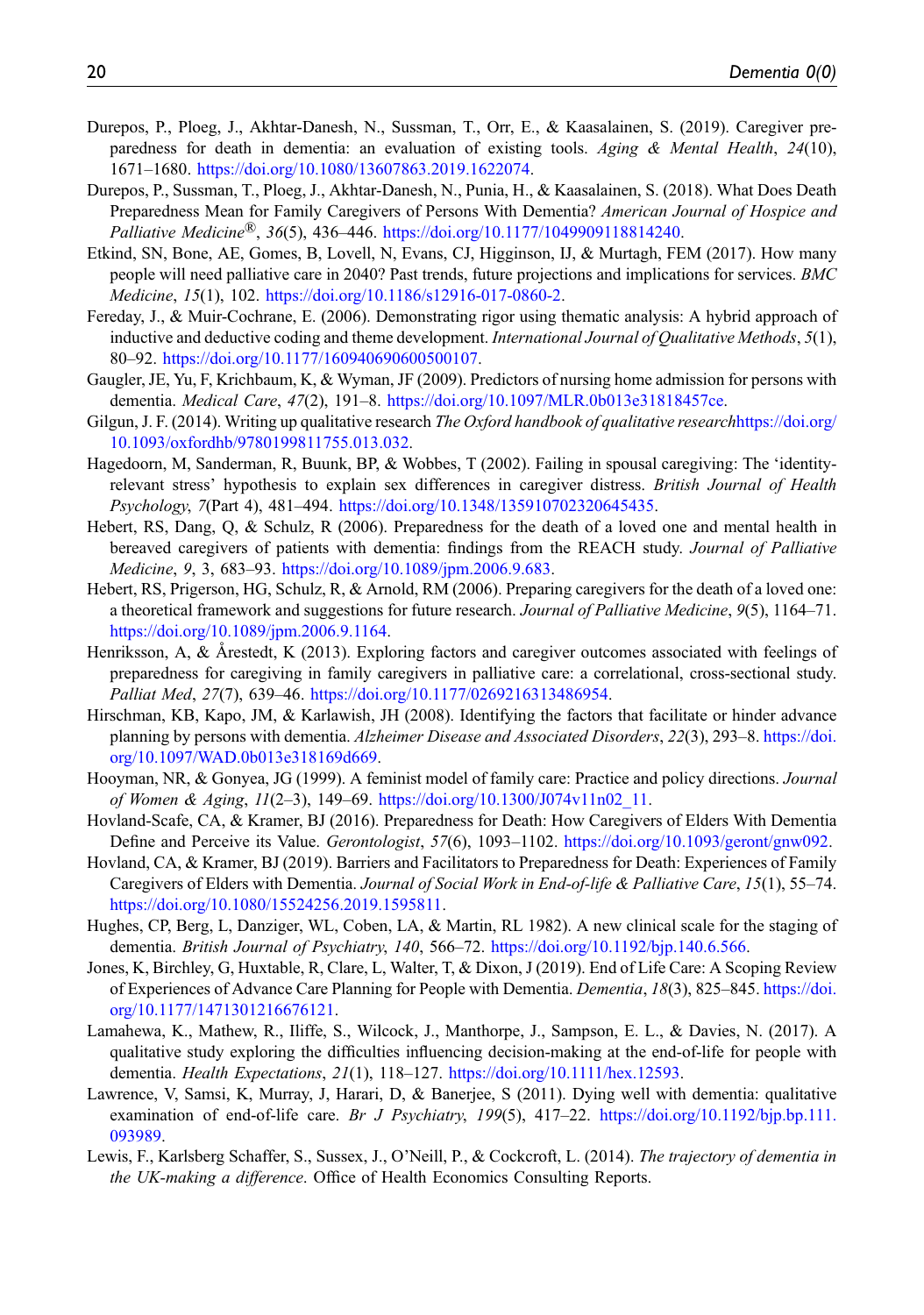Durepos, P., Ploeg, J., Akhtar-Danesh, N., Sussman, T., Orr, E., & Kaasalainen, S. (2019). Caregiver preparedness for death in dementia: an evaluation of existing tools. *Aging & Mental Health*, *24*(10), 1671–1680. https://doi.org/10.1080/13607863.2019.1622074.

Durepos, P., Sussman, T., Ploeg, J., Akhtar-Danesh, N., Punia, H., & Kaasalainen, S. (2018). What Does Death Preparedness Mean for Family Caregivers of Persons With Dementia? *American Journal of Hospice and Palliative Medicine®*, *36*(5), 436–446. https://doi.org/10.1177/1049909118814240.

Etkind, SN, Bone, AE, Gomes, B, Lovell, N, Evans, CJ, Higginson, IJ, & Murtagh, FEM (2017). How many people will need palliative care in 2040? Past trends, future projections and implications for services. *BMC Medicine*, *15*(1), 102. https://doi.org/10.1186/s12916-017-0860-2.

Fereday, J., & Muir-Cochrane, E. (2006). Demonstrating rigor using thematic analysis: A hybrid approach of inductive and deductive coding and theme development. *International Journal of Qualitative Methods*, *5*(1), 80–92. https://doi.org/10.1177/160940690600500107.

Gaugler, JE, Yu, F, Krichbaum, K, & Wyman, JF (2009). Predictors of nursing home admission for persons with dementia. *Medical Care*, *47*(2), 191–8. https://doi.org/10.1097/MLR.0b013e31818457ce.

Gilgun, J. F. (2014). Writing up qualitative research *The Oxford handbook of qualitative research*https://doi.org/10.1093/oxfordhb/9780199811755.013.032.

Hagedoorn, M, Sanderman, R, Buunk, BP, & Wobbes, T (2002). Failing in spousal caregiving: The 'identity-relevant stress' hypothesis to explain sex differences in caregiver distress. *British Journal of Health Psychology*, *7*(Part 4), 481–494. https://doi.org/10.1348/135910702320645435.

Hebert, RS, Dang, Q, & Schulz, R (2006). Preparedness for the death of a loved one and mental health in bereaved caregivers of patients with dementia: findings from the REACH study. *Journal of Palliative Medicine*, *9*, 3, 683–93. https://doi.org/10.1089/jpm.2006.9.683.

Hebert, RS, Prigerson, HG, Schulz, R, & Arnold, RM (2006). Preparing caregivers for the death of a loved one: a theoretical framework and suggestions for future research. *Journal of Palliative Medicine*, *9*(5), 1164–71. https://doi.org/10.1089/jpm.2006.9.1164.

Henriksson, A, & Årestedt, K (2013). Exploring factors and caregiver outcomes associated with feelings of preparedness for caregiving in family caregivers in palliative care: a correlational, cross-sectional study. *Palliat Med*, *27*(7), 639–46. https://doi.org/10.1177/0269216313486954.

Hirschman, KB, Kapo, JM, & Karlawish, JH (2008). Identifying the factors that facilitate or hinder advance planning by persons with dementia. *Alzheimer Disease and Associated Disorders*, *22*(3), 293–8. https://doi.org/10.1097/WAD.0b013e318169d669.

Hooyman, NR, & Gonyea, JG (1999). A feminist model of family care: Practice and policy directions. *Journal of Women & Aging*, *11*(2–3), 149–69. https://doi.org/10.1300/J074v11n02_11.

Hovland-Scafe, CA, & Kramer, BJ (2016). Preparedness for Death: How Caregivers of Elders With Dementia Define and Perceive its Value. *Gerontologist*, *57*(6), 1093–1102. https://doi.org/10.1093/geront/gnw092.

Hovland, CA, & Kramer, BJ (2019). Barriers and Facilitators to Preparedness for Death: Experiences of Family Caregivers of Elders with Dementia. *Journal of Social Work in End-of-life & Palliative Care*, *15*(1), 55–74. https://doi.org/10.1080/15524256.2019.1595811.

Hughes, CP, Berg, L, Danziger, WL, Coben, LA, & Martin, RL 1982). A new clinical scale for the staging of dementia. *British Journal of Psychiatry*, *140*, 566–72. https://doi.org/10.1192/bjp.140.6.566.

Jones, K, Birchley, G, Huxtable, R, Clare, L, Walter, T, & Dixon, J (2019). End of Life Care: A Scoping Review of Experiences of Advance Care Planning for People with Dementia. *Dementia*, *18*(3), 825–845. https://doi.org/10.1177/1471301216676121.

Lamahewa, K., Mathew, R., Iliffe, S., Wilcock, J., Manthorpe, J., Sampson, E. L., & Davies, N. (2017). A qualitative study exploring the difficulties influencing decision-making at the end-of-life for people with dementia. *Health Expectations*, *21*(1), 118–127. https://doi.org/10.1111/hex.12593.

Lawrence, V, Samsi, K, Murray, J, Harari, D, & Banerjee, S (2011). Dying well with dementia: qualitative examination of end-of-life care. *Br J Psychiatry*, *199*(5), 417–22. https://doi.org/10.1192/bjp.bp.111.093989.

Lewis, F., Karlsberg Schaffer, S., Sussex, J., O'Neill, P., & Cockcroft, L. (2014). *The trajectory of dementia in the UK-making a difference*. Office of Health Economics Consulting Reports.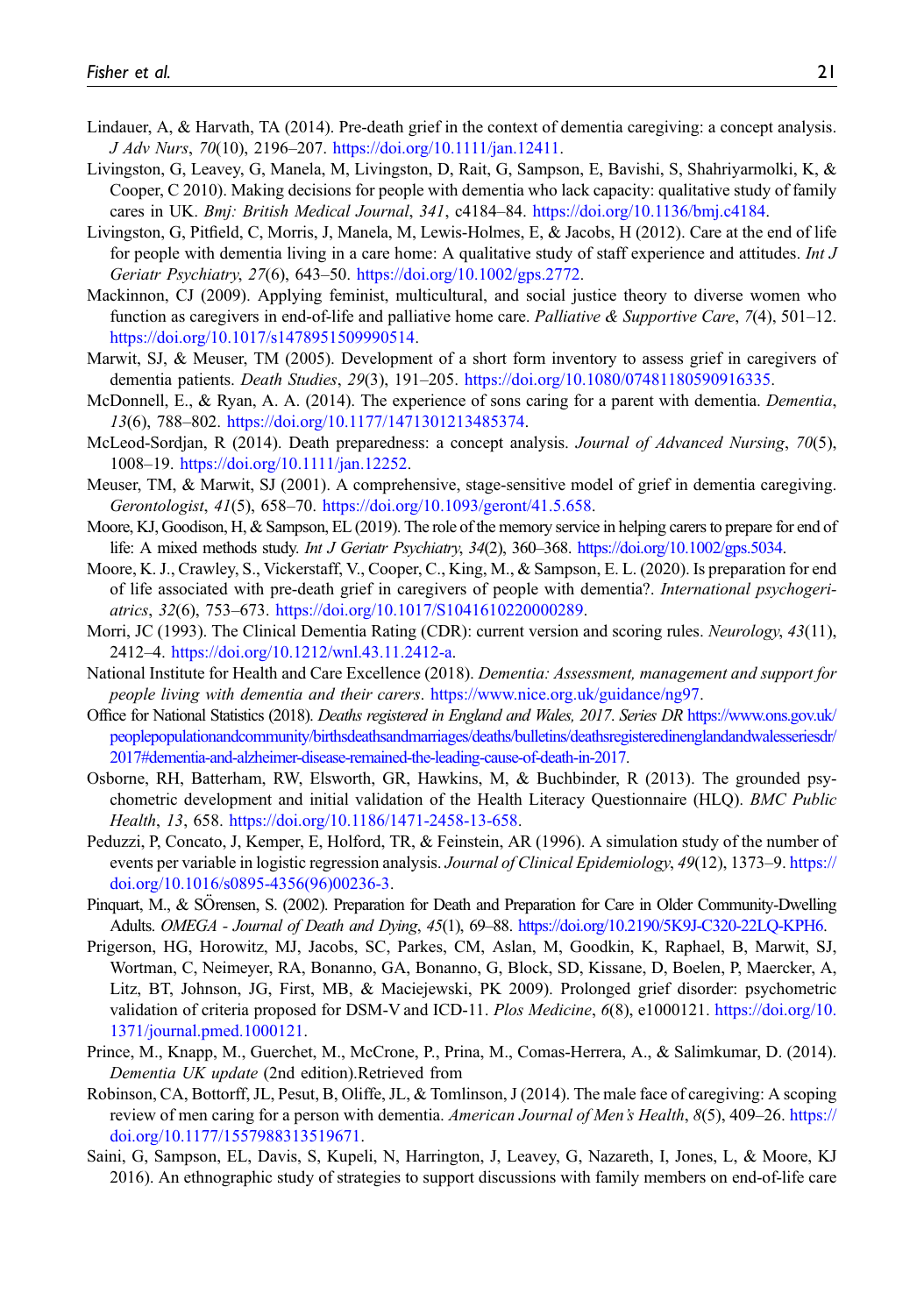Lindauer, A, & Harvath, TA (2014). Pre-death grief in the context of dementia caregiving: a concept analysis. *J Adv Nurs*, *70*(10), 2196–207. https://doi.org/10.1111/jan.12411.

Livingston, G, Leavey, G, Manela, M, Livingston, D, Rait, G, Sampson, E, Bavishi, S, Shahriyarmolki, K, & Cooper, C 2010). Making decisions for people with dementia who lack capacity: qualitative study of family cares in UK. *Bmj: British Medical Journal*, *341*, c4184–84. https://doi.org/10.1136/bmj.c4184.

Livingston, G, Pitfield, C, Morris, J, Manela, M, Lewis-Holmes, E, & Jacobs, H (2012). Care at the end of life for people with dementia living in a care home: A qualitative study of staff experience and attitudes. *Int J Geriatr Psychiatry*, *27*(6), 643–50. https://doi.org/10.1002/gps.2772.

Mackinnon, CJ (2009). Applying feminist, multicultural, and social justice theory to diverse women who function as caregivers in end-of-life and palliative home care. *Palliative & Supportive Care*, *7*(4), 501–12. https://doi.org/10.1017/s1478951509990514.

Marwit, SJ, & Meuser, TM (2005). Development of a short form inventory to assess grief in caregivers of dementia patients. *Death Studies*, *29*(3), 191–205. https://doi.org/10.1080/07481180590916335.

McDonnell, E., & Ryan, A. A. (2014). The experience of sons caring for a parent with dementia. *Dementia*, *13*(6), 788–802. https://doi.org/10.1177/1471301213485374.

McLeod-Sordjan, R (2014). Death preparedness: a concept analysis. *Journal of Advanced Nursing*, *70*(5), 1008–19. https://doi.org/10.1111/jan.12252.

Meuser, TM, & Marwit, SJ (2001). A comprehensive, stage-sensitive model of grief in dementia caregiving. *Gerontologist*, *41*(5), 658–70. https://doi.org/10.1093/geront/41.5.658.

Moore, KJ, Goodison, H, & Sampson, EL (2019). The role of the memory service in helping carers to prepare for end of life: A mixed methods study. *Int J Geriatr Psychiatry*, *34*(2), 360–368. https://doi.org/10.1002/gps.5034.

Moore, K. J., Crawley, S., Vickerstaff, V., Cooper, C., King, M., & Sampson, E. L. (2020). Is preparation for end of life associated with pre-death grief in caregivers of people with dementia?. *International psychogeriatrics*, *32*(6), 753–673. https://doi.org/10.1017/S1041610220000289.

Morri, JC (1993). The Clinical Dementia Rating (CDR): current version and scoring rules. *Neurology*, *43*(11), 2412–4. https://doi.org/10.1212/wnl.43.11.2412-a.

National Institute for Health and Care Excellence (2018). *Dementia: Assessment, management and support for people living with dementia and their carers*. https://www.nice.org.uk/guidance/ng97.

Office for National Statistics (2018). *Deaths registered in England and Wales, 2017. Series DR* https://www.ons.gov.uk/peoplepopulationandcommunity/birthsdeathsandmarriages/deaths/bulletins/deathsregisteredinenglandandwalesseriesdr/2017#dementia-and-alzheimer-disease-remained-the-leading-cause-of-death-in-2017.

Osborne, RH, Batterham, RW, Elsworth, GR, Hawkins, M, & Buchbinder, R (2013). The grounded psychometric development and initial validation of the Health Literacy Questionnaire (HLQ). *BMC Public Health*, *13*, 658. https://doi.org/10.1186/1471-2458-13-658.

Peduzzi, P, Concato, J, Kemper, E, Holford, TR, & Feinstein, AR (1996). A simulation study of the number of events per variable in logistic regression analysis. *Journal of Clinical Epidemiology*, *49*(12), 1373–9. https://doi.org/10.1016/s0895-4356(96)00236-3.

Pinquart, M., & SÖrensen, S. (2002). Preparation for Death and Preparation for Care in Older Community-Dwelling Adults. *OMEGA - Journal of Death and Dying*, *45*(1), 69–88. https://doi.org/10.2190/5K9J-C320-22LQ-KPH6.

Prigerson, HG, Horowitz, MJ, Jacobs, SC, Parkes, CM, Aslan, M, Goodkin, K, Raphael, B, Marwit, SJ, Wortman, C, Neimeyer, RA, Bonanno, GA, Bonanno, G, Block, SD, Kissane, D, Boelen, P, Maercker, A, Litz, BT, Johnson, JG, First, MB, & Maciejewski, PK 2009). Prolonged grief disorder: psychometric validation of criteria proposed for DSM-V and ICD-11. *Plos Medicine*, *6*(8), e1000121. https://doi.org/10.1371/journal.pmed.1000121.

Prince, M., Knapp, M., Guerchet, M., McCrone, P., Prina, M., Comas-Herrera, A., & Salimkumar, D. (2014). *Dementia UK update* (2nd edition).Retrieved from

Robinson, CA, Bottorff, JL, Pesut, B, Oliffe, JL, & Tomlinson, J (2014). The male face of caregiving: A scoping review of men caring for a person with dementia. *American Journal of Men's Health*, *8*(5), 409–26. https://doi.org/10.1177/1557988313519671.

Saini, G, Sampson, EL, Davis, S, Kupeli, N, Harrington, J, Leavey, G, Nazareth, I, Jones, L, & Moore, KJ 2016). An ethnographic study of strategies to support discussions with family members on end-of-life care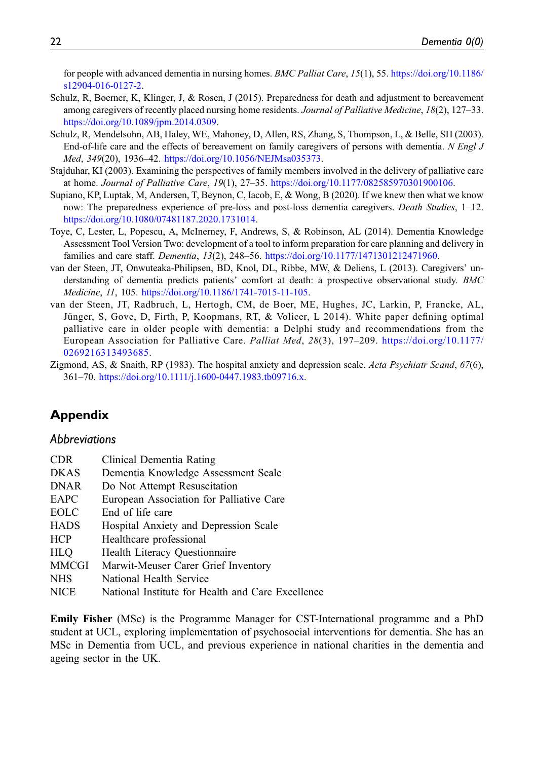for people with advanced dementia in nursing homes. *BMC Palliat Care*, *15*(1), 55. https://doi.org/10.1186/s12904-016-0127-2.

Schulz, R, Boerner, K, Klinger, J, & Rosen, J (2015). Preparedness for death and adjustment to bereavement among caregivers of recently placed nursing home residents. *Journal of Palliative Medicine*, *18*(2), 127–33. https://doi.org/10.1089/jpm.2014.0309.

Schulz, R, Mendelsohn, AB, Haley, WE, Mahoney, D, Allen, RS, Zhang, S, Thompson, L, & Belle, SH (2003). End-of-life care and the effects of bereavement on family caregivers of persons with dementia. *N Engl J Med*, *349*(20), 1936–42. https://doi.org/10.1056/NEJMsa035373.

Stajduhar, KI (2003). Examining the perspectives of family members involved in the delivery of palliative care at home. *Journal of Palliative Care*, *19*(1), 27–35. https://doi.org/10.1177/082585970301900106.

Supiano, KP, Luptak, M, Andersen, T, Beynon, C, Iacob, E, & Wong, B (2020). If we knew then what we know now: The preparedness experience of pre-loss and post-loss dementia caregivers. *Death Studies*, 1–12. https://doi.org/10.1080/07481187.2020.1731014.

Toye, C, Lester, L, Popescu, A, McInerney, F, Andrews, S, & Robinson, AL (2014). Dementia Knowledge Assessment Tool Version Two: development of a tool to inform preparation for care planning and delivery in families and care staff. *Dementia*, *13*(2), 248–56. https://doi.org/10.1177/1471301212471960.

van der Steen, JT, Onwuteaka-Philipsen, BD, Knol, DL, Ribbe, MW, & Deliens, L (2013). Caregivers' understanding of dementia predicts patients' comfort at death: a prospective observational study. *BMC Medicine*, *11*, 105. https://doi.org/10.1186/1741-7015-11-105.

van der Steen, JT, Radbruch, L, Hertogh, CM, de Boer, ME, Hughes, JC, Larkin, P, Francke, AL, Jünger, S, Gove, D, Firth, P, Koopmans, RT, & Volicer, L 2014). White paper defining optimal palliative care in older people with dementia: a Delphi study and recommendations from the European Association for Palliative Care. *Palliat Med*, *28*(3), 197–209. https://doi.org/10.1177/0269216313493685.

Zigmond, AS, & Snaith, RP (1983). The hospital anxiety and depression scale. *Acta Psychiatr Scand*, *67*(6), 361–70. https://doi.org/10.1111/j.1600-0447.1983.tb09716.x.

## Appendix

### *Abbreviations*

| | |
|---|---|
| CDR | Clinical Dementia Rating |
| DKAS | Dementia Knowledge Assessment Scale |
| DNAR | Do Not Attempt Resuscitation |
| EAPC | European Association for Palliative Care |
| EOLC | End of life care |
| HADS | Hospital Anxiety and Depression Scale |
| HCP | Healthcare professional |
| HLQ | Health Literacy Questionnaire |
| MMCGI | Marwit-Meuser Carer Grief Inventory |
| NHS | National Health Service |
| NICE | National Institute for Health and Care Excellence |

**Emily Fisher** (MSc) is the Programme Manager for CST-International programme and a PhD student at UCL, exploring implementation of psychosocial interventions for dementia. She has an MSc in Dementia from UCL, and previous experience in national charities in the dementia and ageing sector in the UK.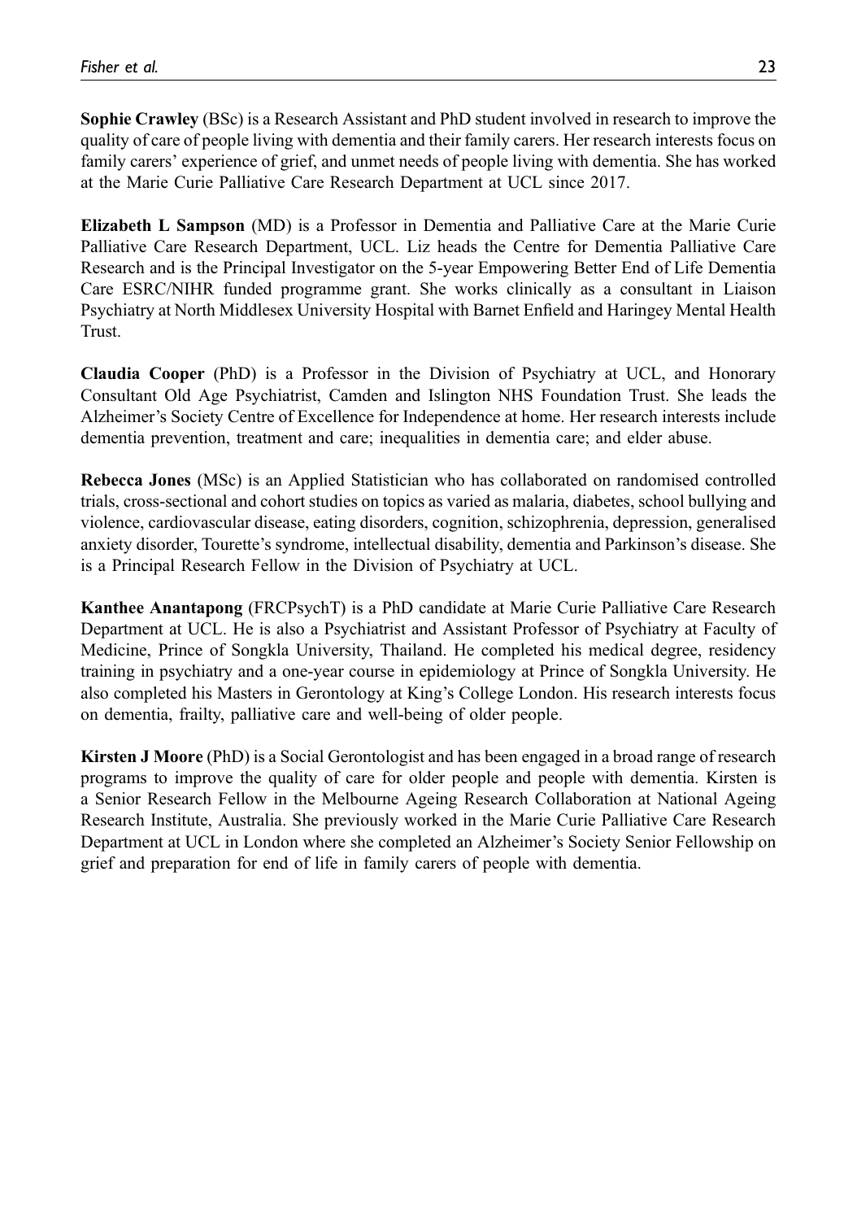**Sophie Crawley** (BSc) is a Research Assistant and PhD student involved in research to improve the quality of care of people living with dementia and their family carers. Her research interests focus on family carers' experience of grief, and unmet needs of people living with dementia. She has worked at the Marie Curie Palliative Care Research Department at UCL since 2017.

**Elizabeth L Sampson** (MD) is a Professor in Dementia and Palliative Care at the Marie Curie Palliative Care Research Department, UCL. Liz heads the Centre for Dementia Palliative Care Research and is the Principal Investigator on the 5-year Empowering Better End of Life Dementia Care ESRC/NIHR funded programme grant. She works clinically as a consultant in Liaison Psychiatry at North Middlesex University Hospital with Barnet Enfield and Haringey Mental Health Trust.

**Claudia Cooper** (PhD) is a Professor in the Division of Psychiatry at UCL, and Honorary Consultant Old Age Psychiatrist, Camden and Islington NHS Foundation Trust. She leads the Alzheimer's Society Centre of Excellence for Independence at home. Her research interests include dementia prevention, treatment and care; inequalities in dementia care; and elder abuse.

**Rebecca Jones** (MSc) is an Applied Statistician who has collaborated on randomised controlled trials, cross-sectional and cohort studies on topics as varied as malaria, diabetes, school bullying and violence, cardiovascular disease, eating disorders, cognition, schizophrenia, depression, generalised anxiety disorder, Tourette's syndrome, intellectual disability, dementia and Parkinson's disease. She is a Principal Research Fellow in the Division of Psychiatry at UCL.

**Kanthee Anantapong** (FRCPsychT) is a PhD candidate at Marie Curie Palliative Care Research Department at UCL. He is also a Psychiatrist and Assistant Professor of Psychiatry at Faculty of Medicine, Prince of Songkla University, Thailand. He completed his medical degree, residency training in psychiatry and a one-year course in epidemiology at Prince of Songkla University. He also completed his Masters in Gerontology at King's College London. His research interests focus on dementia, frailty, palliative care and well-being of older people.

**Kirsten J Moore** (PhD) is a Social Gerontologist and has been engaged in a broad range of research programs to improve the quality of care for older people and people with dementia. Kirsten is a Senior Research Fellow in the Melbourne Ageing Research Collaboration at National Ageing Research Institute, Australia. She previously worked in the Marie Curie Palliative Care Research Department at UCL in London where she completed an Alzheimer's Society Senior Fellowship on grief and preparation for end of life in family carers of people with dementia.